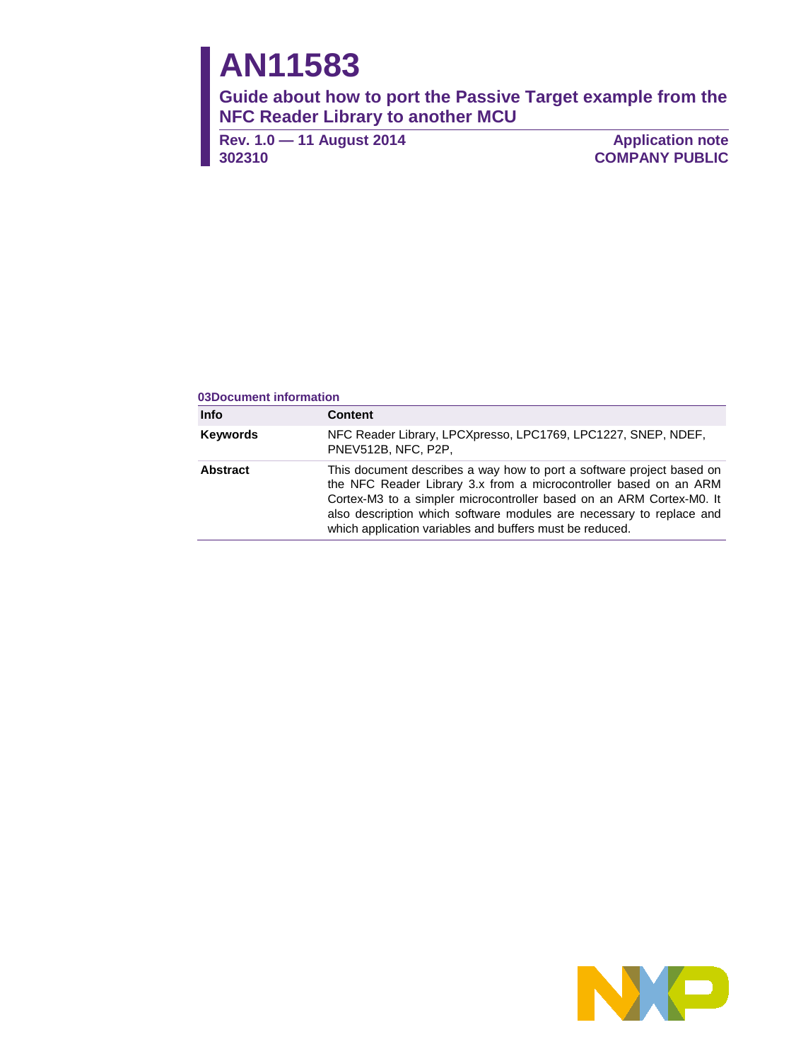# AN11583

## Guide about how to port the Passive Target example from the NFC Reader Library to another MCU

**Rev. 1.0 — 11 August 2014**
**302310**

**Application note**
**COMPANY PUBLIC**

**03Document information**

| Info | Content |
|---|---|
| **Keywords** | NFC Reader Library, LPCXpresso, LPC1769, LPC1227, SNEP, NDEF, PNEV512B, NFC, P2P, |
| **Abstract** | This document describes a way how to port a software project based on the NFC Reader Library 3.x from a microcontroller based on an ARM Cortex-M3 to a simpler microcontroller based on an ARM Cortex-M0. It also description which software modules are necessary to replace and which application variables and buffers must be reduced. |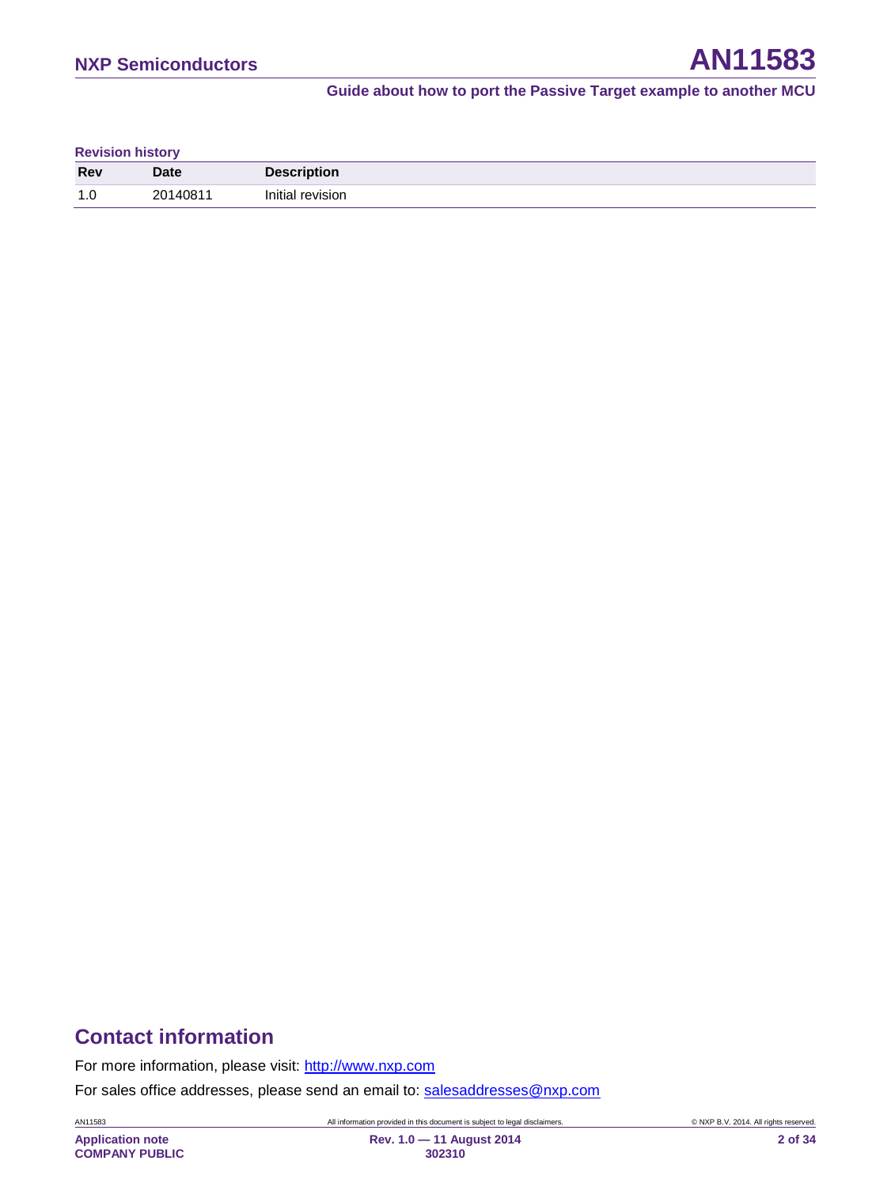**Revision history**

| Rev | Date | Description |
| --- | --- | --- |
| 1.0 | 20140811 | Initial revision |

## Contact information

For more information, please visit: http://www.nxp.com

For sales office addresses, please send an email to: salesaddresses@nxp.com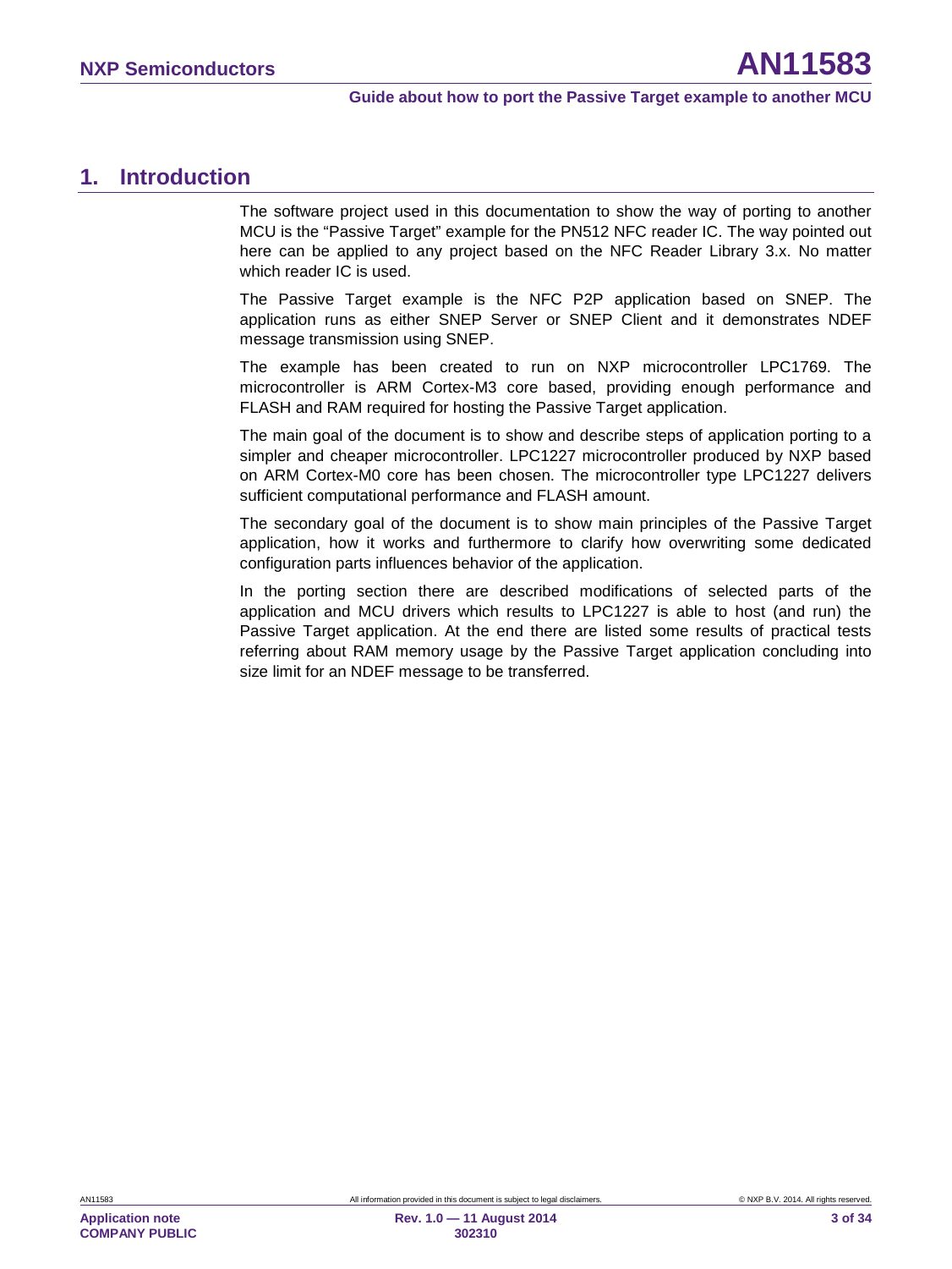# 1. Introduction

The software project used in this documentation to show the way of porting to another MCU is the “Passive Target” example for the PN512 NFC reader IC. The way pointed out here can be applied to any project based on the NFC Reader Library 3.x. No matter which reader IC is used.

The Passive Target example is the NFC P2P application based on SNEP. The application runs as either SNEP Server or SNEP Client and it demonstrates NDEF message transmission using SNEP.

The example has been created to run on NXP microcontroller LPC1769. The microcontroller is ARM Cortex-M3 core based, providing enough performance and FLASH and RAM required for hosting the Passive Target application.

The main goal of the document is to show and describe steps of application porting to a simpler and cheaper microcontroller. LPC1227 microcontroller produced by NXP based on ARM Cortex-M0 core has been chosen. The microcontroller type LPC1227 delivers sufficient computational performance and FLASH amount.

The secondary goal of the document is to show main principles of the Passive Target application, how it works and furthermore to clarify how overwriting some dedicated configuration parts influences behavior of the application.

In the porting section there are described modifications of selected parts of the application and MCU drivers which results to LPC1227 is able to host (and run) the Passive Target application. At the end there are listed some results of practical tests referring about RAM memory usage by the Passive Target application concluding into size limit for an NDEF message to be transferred.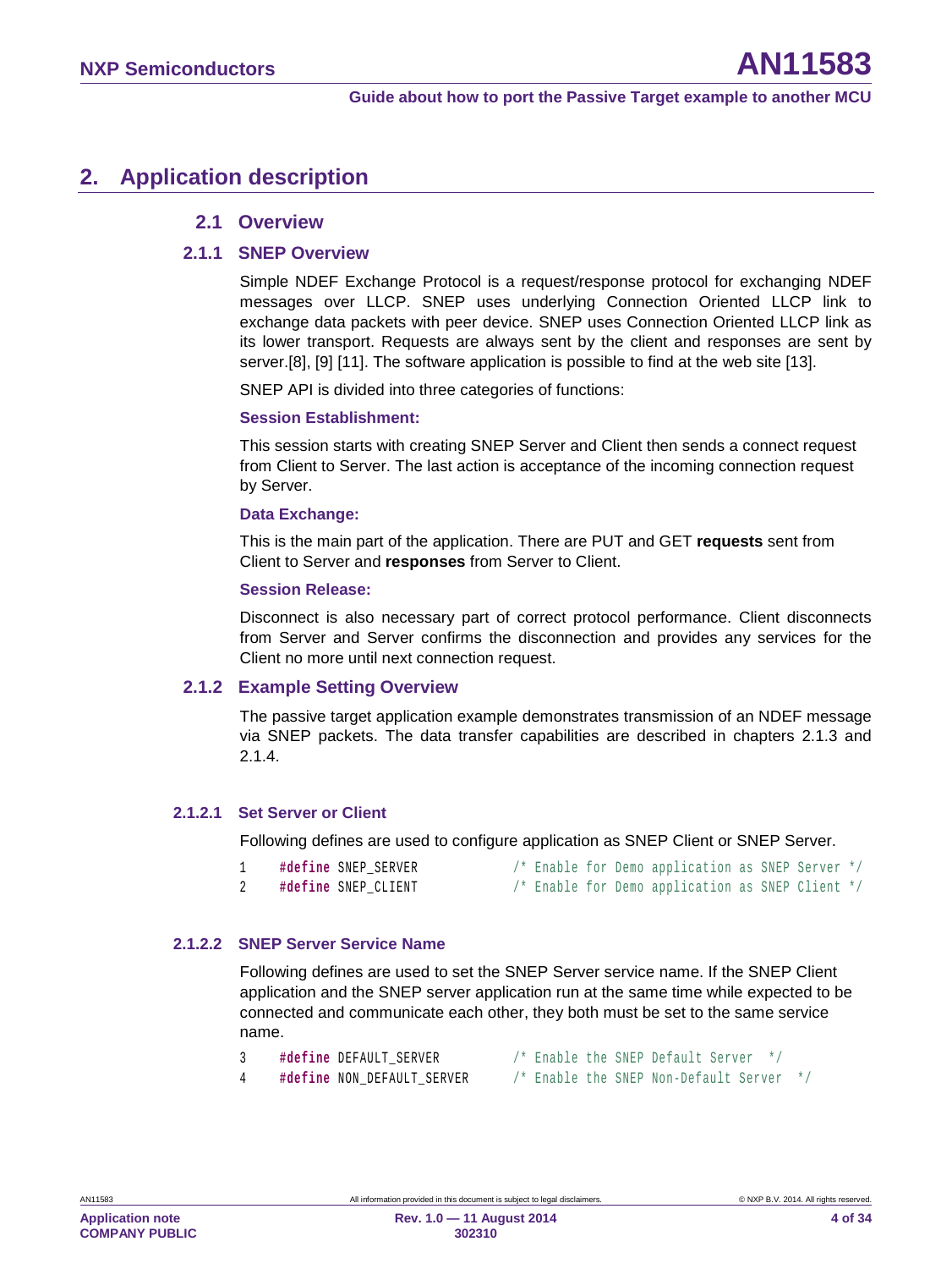# 2. Application description

## 2.1 Overview

### 2.1.1 SNEP Overview

Simple NDEF Exchange Protocol is a request/response protocol for exchanging NDEF messages over LLCP. SNEP uses underlying Connection Oriented LLCP link to exchange data packets with peer device. SNEP uses Connection Oriented LLCP link as its lower transport. Requests are always sent by the client and responses are sent by server.[8], [9] [11]. The software application is possible to find at the web site [13].

SNEP API is divided into three categories of functions:

**Session Establishment:**

This session starts with creating SNEP Server and Client then sends a connect request from Client to Server. The last action is acceptance of the incoming connection request by Server.

**Data Exchange:**

This is the main part of the application. There are PUT and GET **requests** sent from Client to Server and **responses** from Server to Client.

**Session Release:**

Disconnect is also necessary part of correct protocol performance. Client disconnects from Server and Server confirms the disconnection and provides any services for the Client no more until next connection request.

### 2.1.2 Example Setting Overview

The passive target application example demonstrates transmission of an NDEF message via SNEP packets. The data transfer capabilities are described in chapters 2.1.3 and 2.1.4.

#### 2.1.2.1 Set Server or Client

Following defines are used to configure application as SNEP Client or SNEP Server.

```
1    #define SNEP_SERVER              /* Enable for Demo application as SNEP Server */
2    #define SNEP_CLIENT              /* Enable for Demo application as SNEP Client */
```

#### 2.1.2.2 SNEP Server Service Name

Following defines are used to set the SNEP Server service name. If the SNEP Client application and the SNEP server application run at the same time while expected to be connected and communicate each other, they both must be set to the same service name.

```
3    #define DEFAULT_SERVER           /* Enable the SNEP Default Server  */
4    #define NON_DEFAULT_SERVER       /* Enable the SNEP Non-Default Server  */
```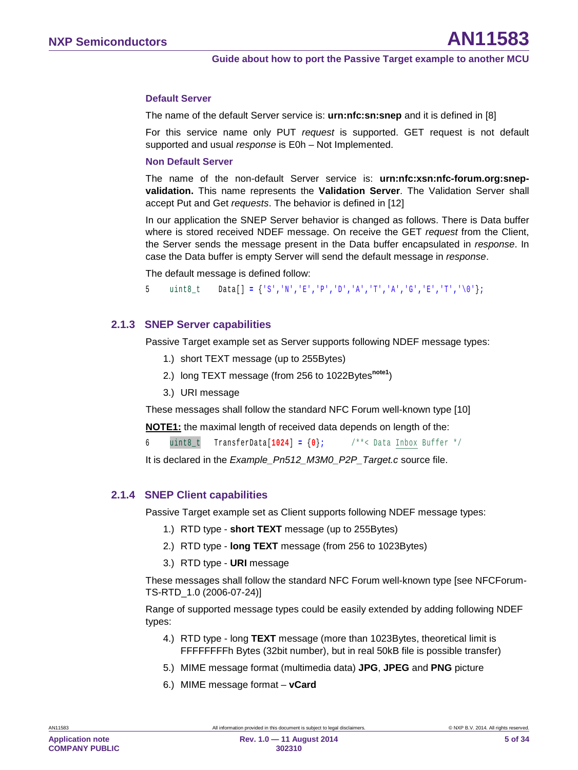#### Default Server

The name of the default Server service is: **urn:nfc:sn:snep** and it is defined in [8]

For this service name only PUT *request* is supported. GET request is not default supported and usual *response* is E0h – Not Implemented.

#### Non Default Server

The name of the non-default Server service is: **urn:nfc:xsn:nfc-forum.org:snep-validation.** This name represents the **Validation Server**. The Validation Server shall accept Put and Get *requests*. The behavior is defined in [12]

In our application the SNEP Server behavior is changed as follows. There is Data buffer where is stored received NDEF message. On receive the GET *request* from the Client, the Server sends the message present in the Data buffer encapsulated in *response*. In case the Data buffer is empty Server will send the default message in *response*.

The default message is defined follow:

```
5     uint8_t    Data[] = {'S','N','E','P','D','A','T','A','G','E','T','\0'};
```

### 2.1.3 SNEP Server capabilities

Passive Target example set as Server supports following NDEF message types:

1.) short TEXT message (up to 255Bytes)

2.) long TEXT message (from 256 to 1022Bytes[note1])

3.) URI message

These messages shall follow the standard NFC Forum well-known type [10]

**NOTE1:** the maximal length of received data depends on length of the:

```
6     uint8_t    TransferData[1024] = {0};      /**< Data Inbox Buffer */
```

It is declared in the *Example_Pn512_M3M0_P2P_Target.c* source file.

### 2.1.4 SNEP Client capabilities

Passive Target example set as Client supports following NDEF message types:

1.) RTD type - **short TEXT** message (up to 255Bytes)

2.) RTD type - **long TEXT** message (from 256 to 1023Bytes)

3.) RTD type - **URI** message

These messages shall follow the standard NFC Forum well-known type [see NFCForum-TS-RTD_1.0 (2006-07-24)]

Range of supported message types could be easily extended by adding following NDEF types:

4.) RTD type - long **TEXT** message (more than 1023Bytes, theoretical limit is FFFFFFFFh Bytes (32bit number), but in real 50kB file is possible transfer)

5.) MIME message format (multimedia data) **JPG**, **JPEG** and **PNG** picture

6.) MIME message format – **vCard**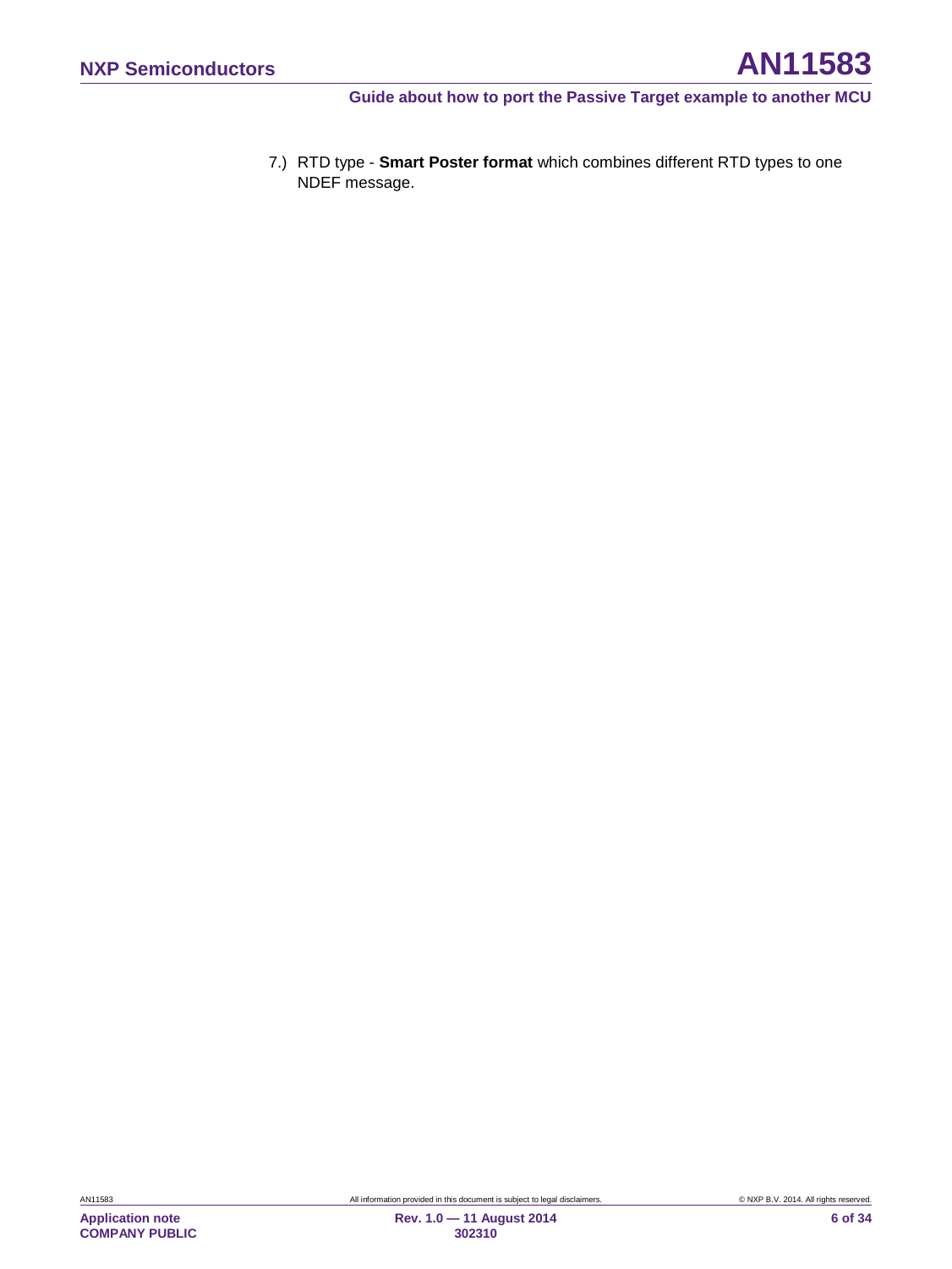7.) RTD type - **Smart Poster format** which combines different RTD types to one NDEF message.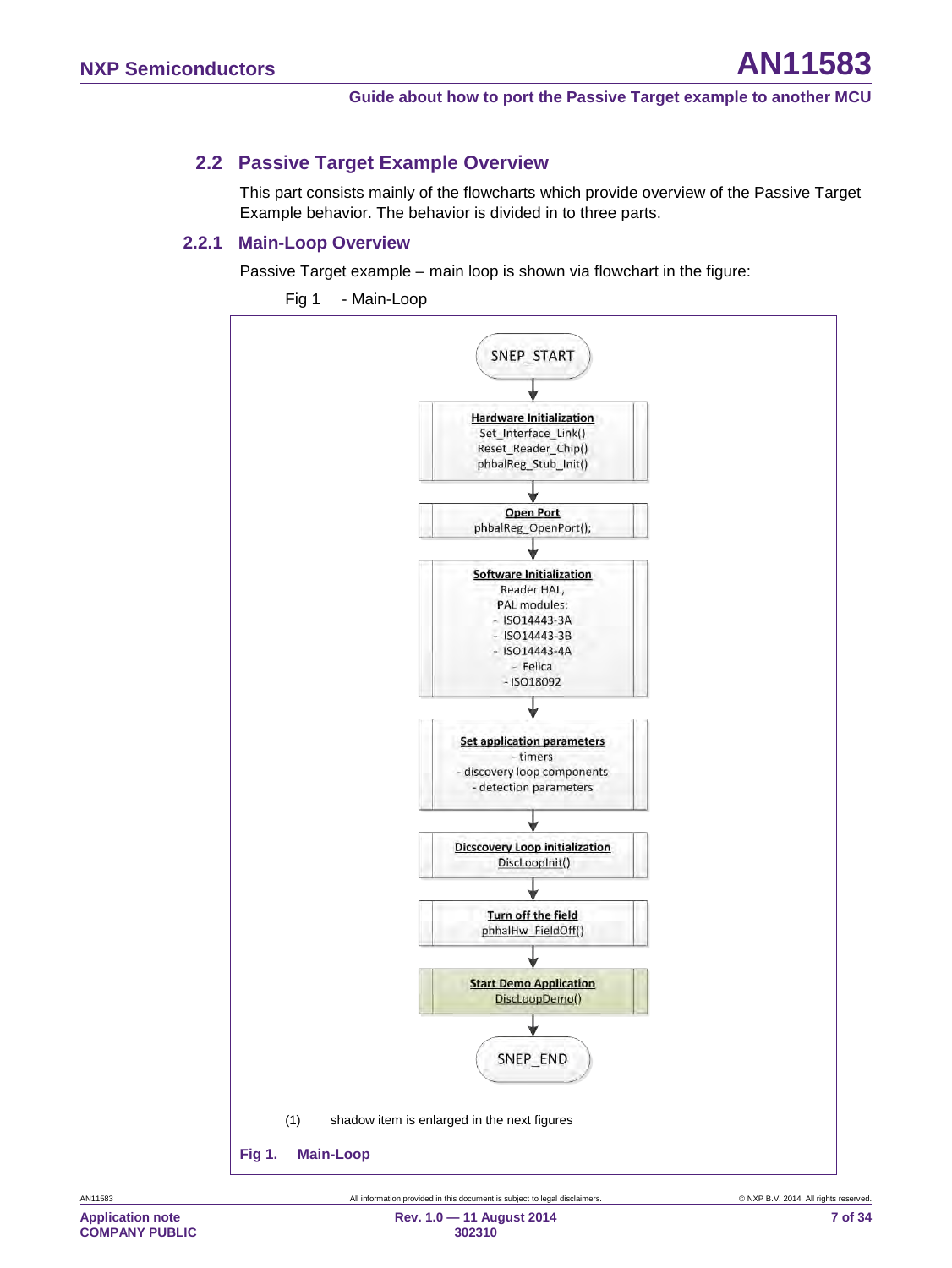## 2.2 Passive Target Example Overview

This part consists mainly of the flowcharts which provide overview of the Passive Target Example behavior. The behavior is divided in to three parts.

### 2.2.1 Main-Loop Overview

Passive Target example – main loop is shown via flowchart in the figure:

Fig 1 - Main-Loop

SNEP_START

↓

**Hardware Initialization**
Set_Interface_Link()
Reset_Reader_Chip()
phbalReg_Stub_Init()

↓

**Open Port**
phbalReg_OpenPort();

↓

**Software Initialization**
Reader HAL,
PAL modules:
- ISO14443-3A
- ISO14443-3B
- ISO14443-4A
- Felica
- ISO18092

↓

**Set application parameters**
- timers
- discovery loop components
- detection parameters

↓

**Dicscovery Loop initialization**
DiscLoopInit()

↓

**Turn off the field**
phhalHw_FieldOff()

↓

**Start Demo Application**
DiscLoopDemo()

↓

SNEP_END

(1) shadow item is enlarged in the next figures

Fig 1. Main-Loop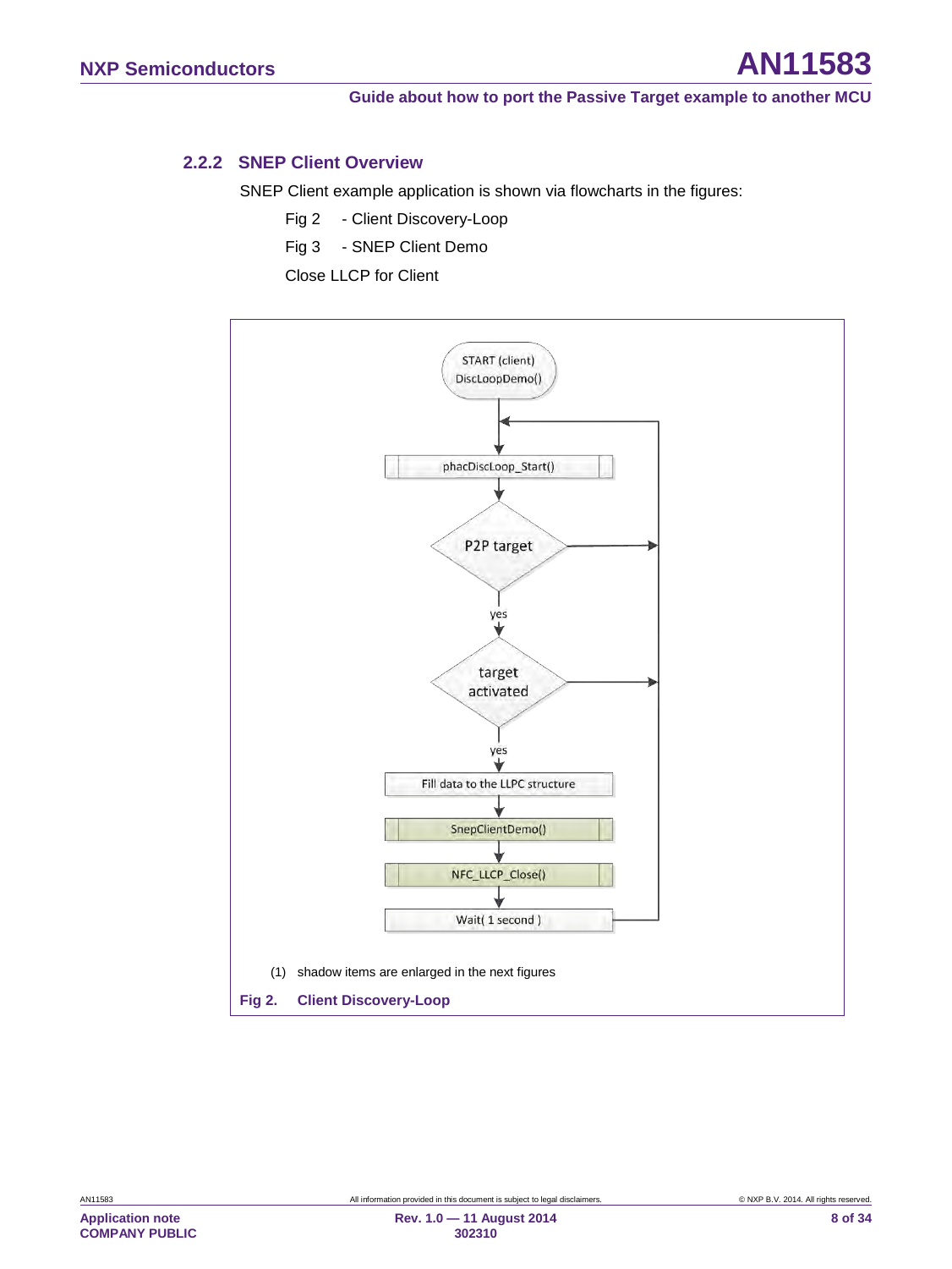### 2.2.2 SNEP Client Overview

SNEP Client example application is shown via flowcharts in the figures:

Fig 2 - Client Discovery-Loop

Fig 3 - SNEP Client Demo

Close LLCP for Client

START (client)
DiscLoopDemo()

phacDiscLoop_Start()

P2P target

yes

target activated

yes

Fill data to the LLPC structure

SnepClientDemo()

NFC_LLCP_Close()

Wait( 1 second )

(1) shadow items are enlarged in the next figures

**Fig 2. Client Discovery-Loop**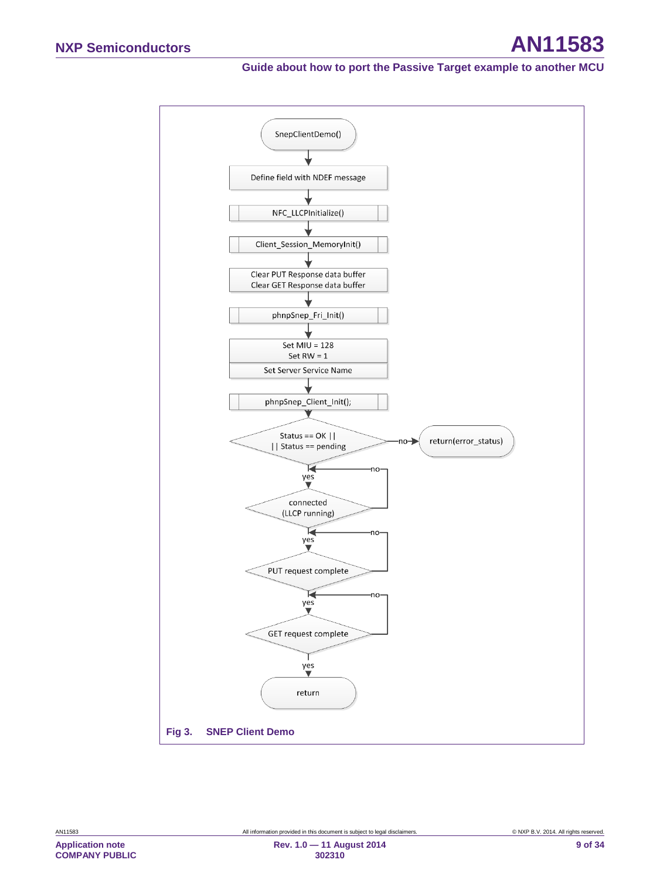SnepClientDemo()

Define field with NDEF message

NFC_LLCPInitialize()

Client_Session_MemoryInit()

Clear PUT Response data buffer
Clear GET Response data buffer

phnpSnep_Fri_Init()

Set MIU = 128
Set RW = 1

Set Server Service Name

phnpSnep_Client_Init();

Status == OK ||
|| Status == pending

no

return(error_status)

yes

no

connected
(LLCP running)

yes

no

PUT request complete

yes

no

GET request complete

yes

return

**Fig 3. SNEP Client Demo**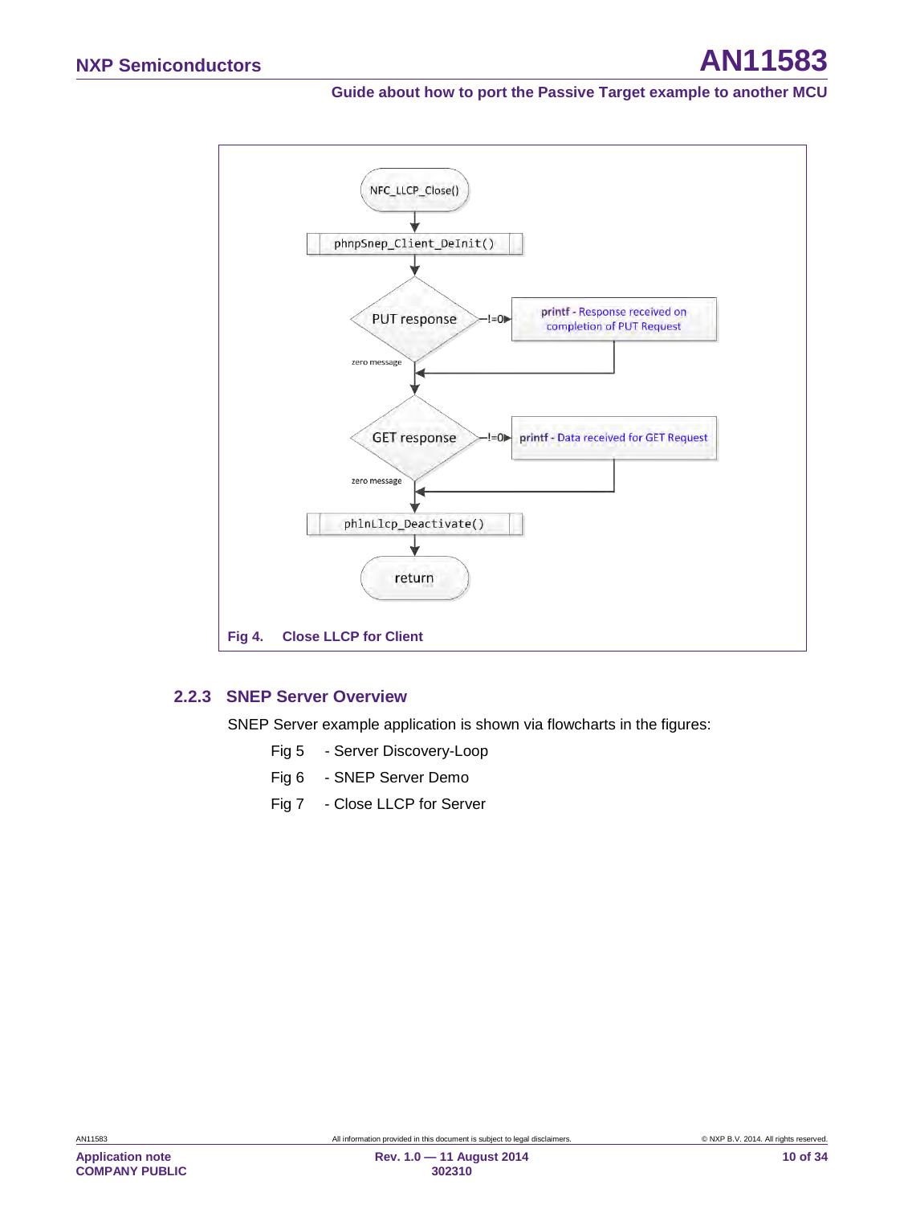NFC_LLCP_Close()

phnpSnep_Client_DeInit()

PUT response —!=0→ printf - Response received on completion of PUT Request

zero message

GET response —!=0→ printf - Data received for GET Request

zero message

phlnLlcp_Deactivate()

return

Fig 4. Close LLCP for Client

### 2.2.3 SNEP Server Overview

SNEP Server example application is shown via flowcharts in the figures:

Fig 5 - Server Discovery-Loop

Fig 6 - SNEP Server Demo

Fig 7 - Close LLCP for Server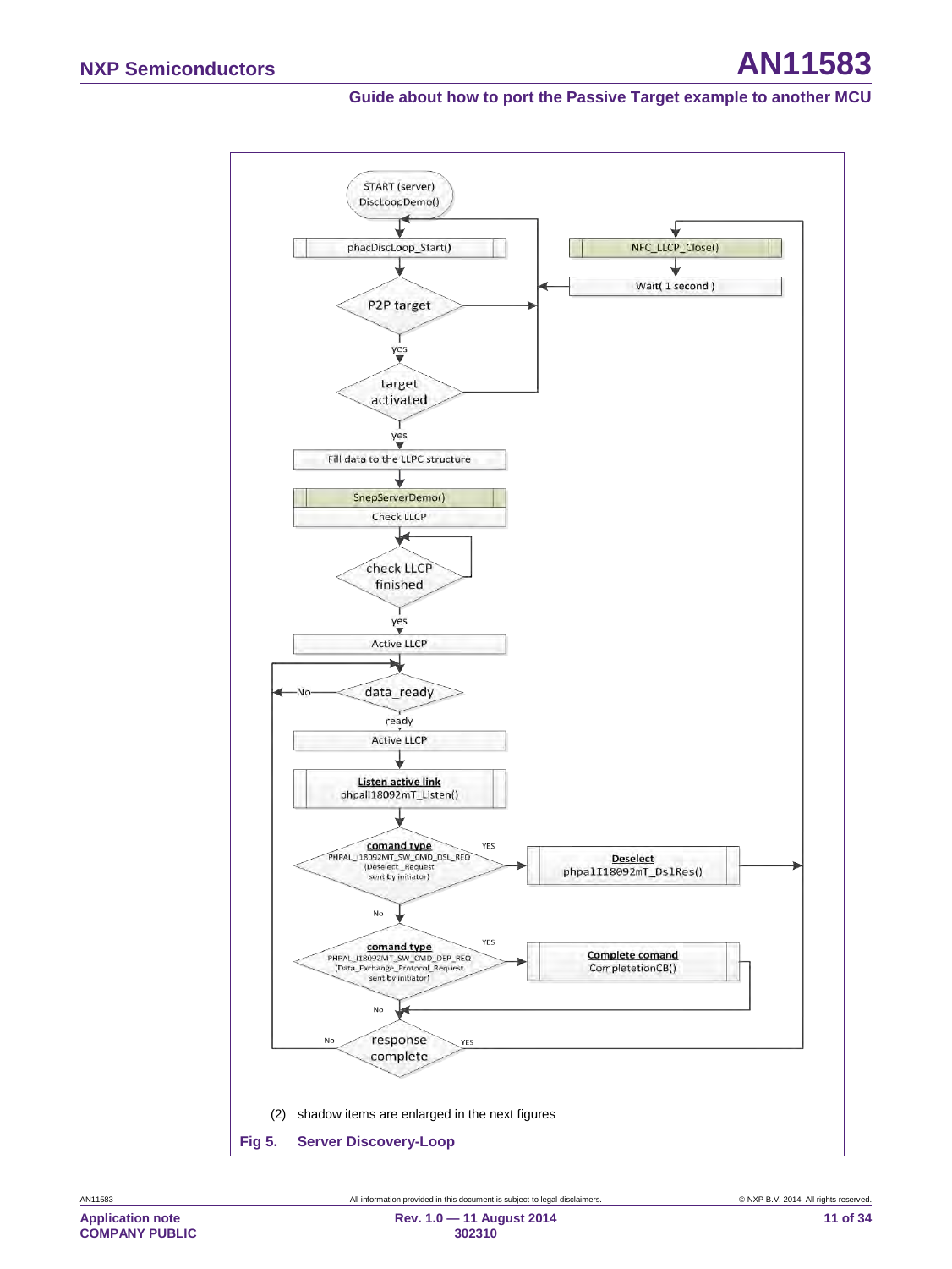START (server)
DiscLoopDemo()

phacDiscLoop_Start()

P2P target

yes

target activated

yes

Fill data to the LLPC structure

SnepServerDemo()

Check LLCP

check LLCP finished

yes

Active LLCP

data_ready

No

ready

Active LLCP

Listen active link
phpalI18092mT_Listen()

comand type
PHPAL_I18092MT_SW_CMD_DSL_REQ
(Deselect _Request
sent by initiator)

YES

Deselect
phpalI18092mT_DslRes()

No

comand type
PHPAL_I18092MT_SW_CMD_DEP_REQ
(Data_Exchange_Protocol_Request
sent by initiator)

YES

Complete comand
CompletetionCB()

No

response complete

No

YES

NFC_LLCP_Close()

Wait( 1 second )

(2) shadow items are enlarged in the next figures

**Fig 5. Server Discovery-Loop**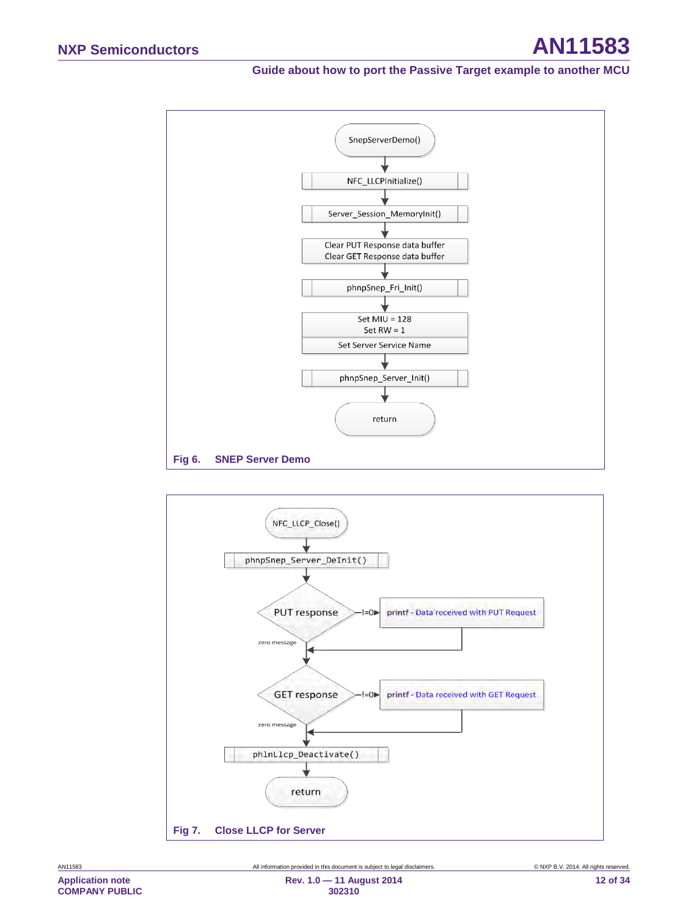SnepServerDemo()

NFC_LLCPInitialize()

Server_Session_MemoryInit()

Clear PUT Response data buffer
Clear GET Response data buffer

phnpSnep_Fri_Init()

Set MIU = 128
Set RW = 1
Set Server Service Name

phnpSnep_Server_Init()

return

**Fig 6. SNEP Server Demo**

NFC_LLCP_Close()

phnpSnep_Server_DeInit()

PUT response —!=0→ printf - Data received with PUT Request

zero message

GET response —!=0→ printf - Data received with GET Request

zero message

phlnLlcp_Deactivate()

return

**Fig 7. Close LLCP for Server**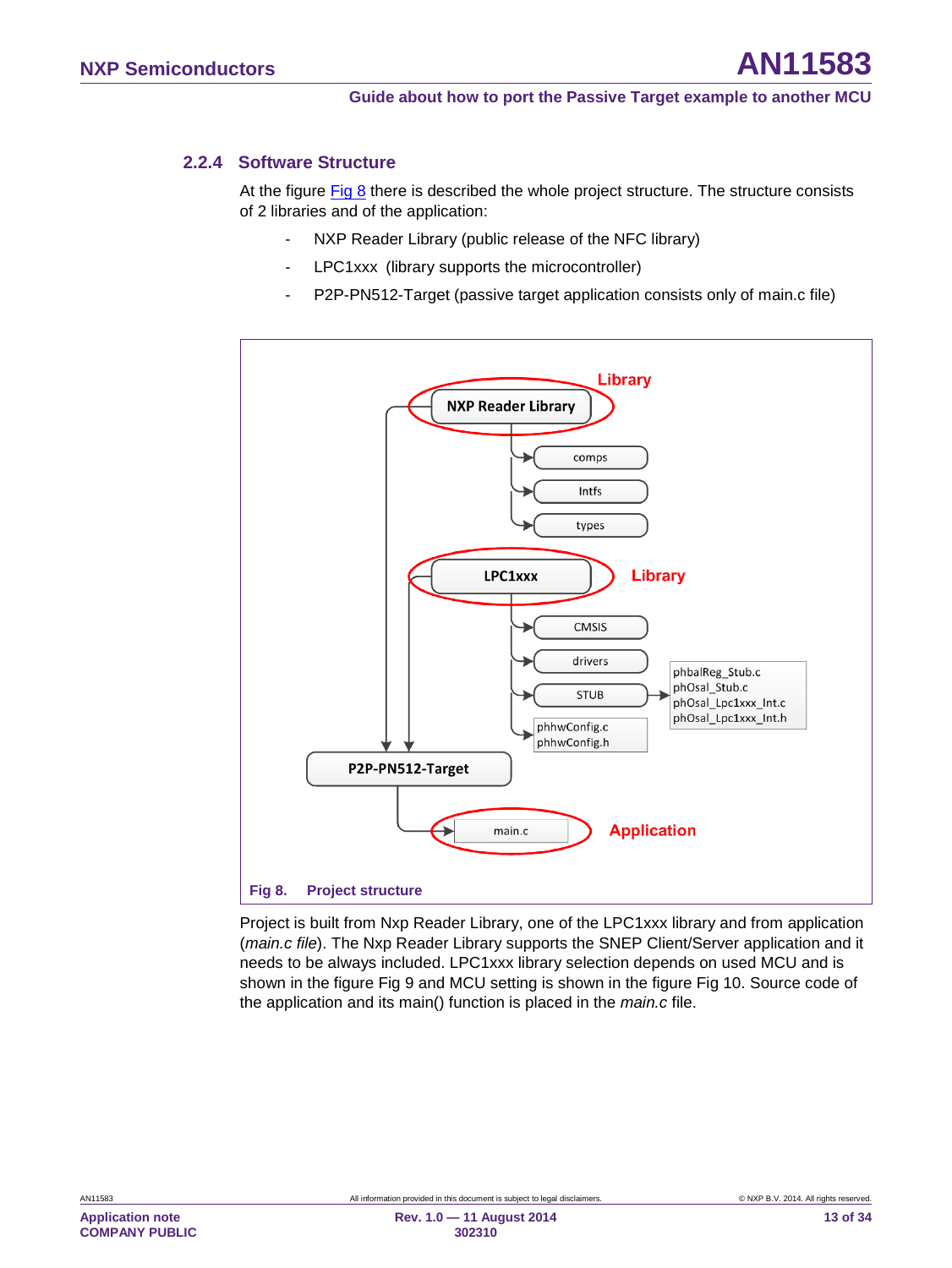### 2.2.4 Software Structure

At the figure Fig 8 there is described the whole project structure. The structure consists of 2 libraries and of the application:

- NXP Reader Library (public release of the NFC library)
- LPC1xxx (library supports the microcontroller)
- P2P-PN512-Target (passive target application consists only of main.c file)

Fig 8. Project structure

Project is built from Nxp Reader Library, one of the LPC1xxx library and from application (*main.c file*). The Nxp Reader Library supports the SNEP Client/Server application and it needs to be always included. LPC1xxx library selection depends on used MCU and is shown in the figure Fig 9 and MCU setting is shown in the figure Fig 10. Source code of the application and its main() function is placed in the *main.c* file.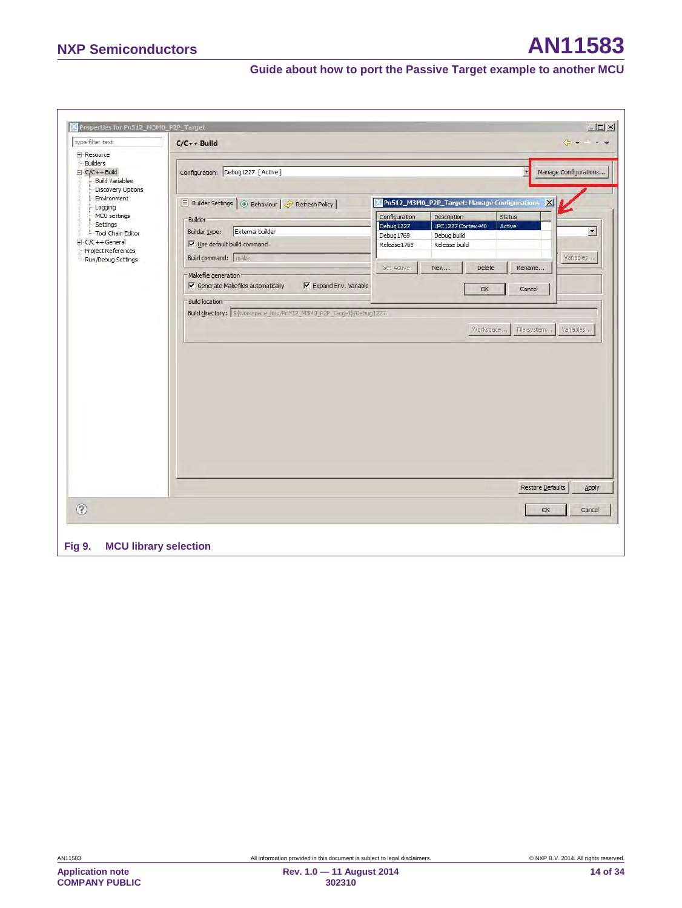Fig 9. MCU library selection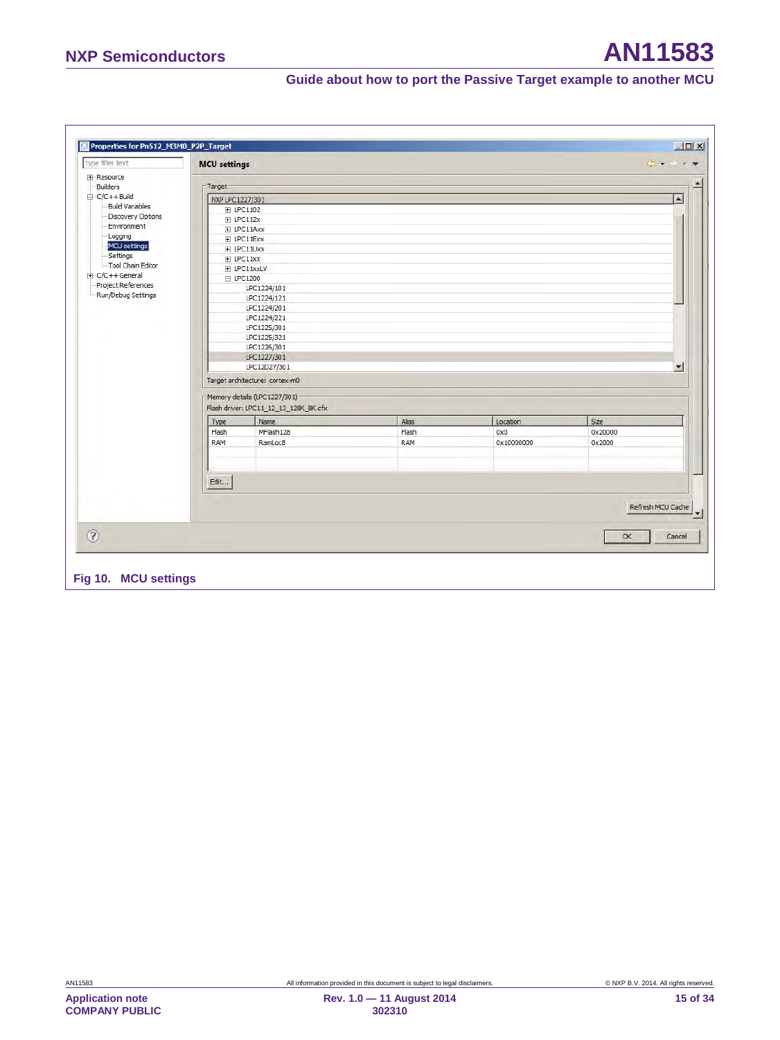Fig 10. MCU settings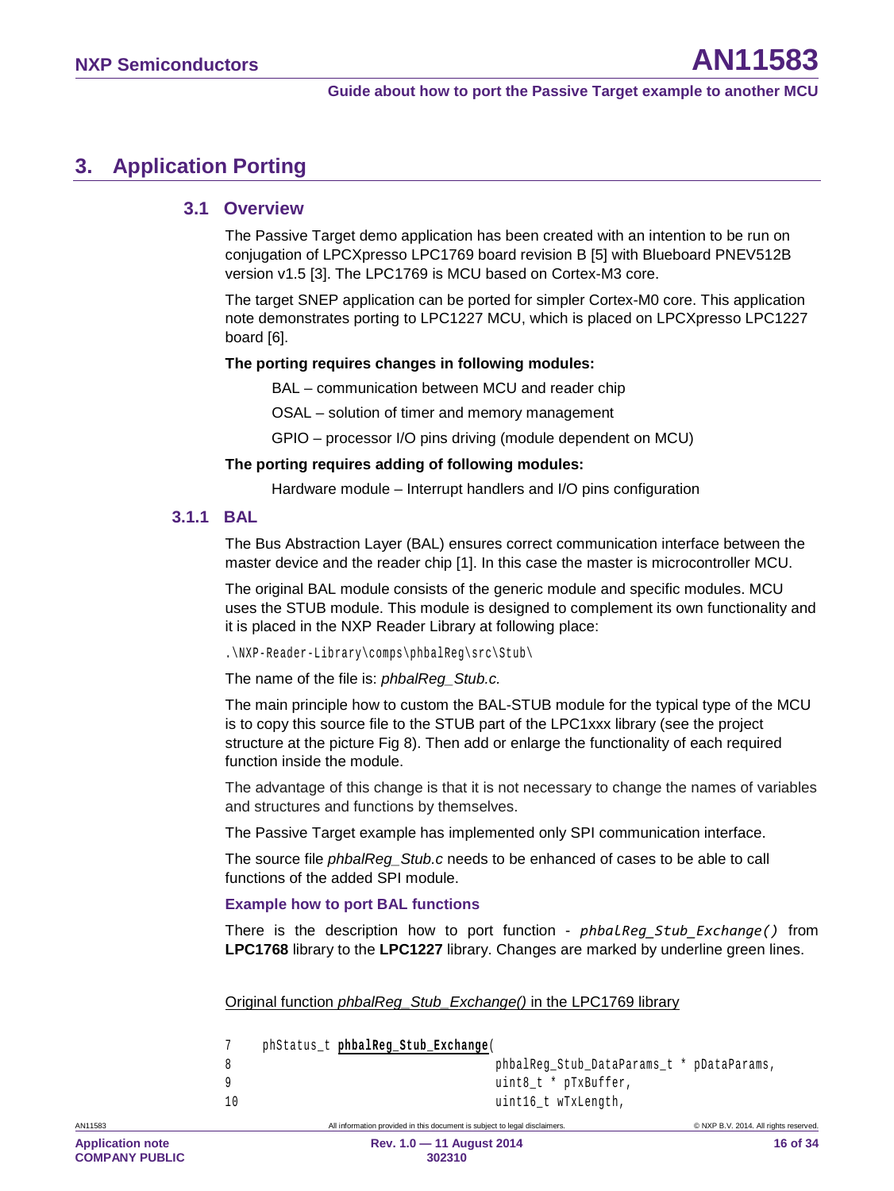# 3. Application Porting

## 3.1 Overview

The Passive Target demo application has been created with an intention to be run on conjugation of LPCXpresso LPC1769 board revision B [5] with Blueboard PNEV512B version v1.5 [3]. The LPC1769 is MCU based on Cortex-M3 core.

The target SNEP application can be ported for simpler Cortex-M0 core. This application note demonstrates porting to LPC1227 MCU, which is placed on LPCXpresso LPC1227 board [6].

**The porting requires changes in following modules:**

BAL – communication between MCU and reader chip

OSAL – solution of timer and memory management

GPIO – processor I/O pins driving (module dependent on MCU)

**The porting requires adding of following modules:**

Hardware module – Interrupt handlers and I/O pins configuration

### 3.1.1 BAL

The Bus Abstraction Layer (BAL) ensures correct communication interface between the master device and the reader chip [1]. In this case the master is microcontroller MCU.

The original BAL module consists of the generic module and specific modules. MCU uses the STUB module. This module is designed to complement its own functionality and it is placed in the NXP Reader Library at following place:

`.\NXP-Reader-Library\comps\phbalReg\src\Stub\`

The name of the file is: *phbalReg_Stub.c.*

The main principle how to custom the BAL-STUB module for the typical type of the MCU is to copy this source file to the STUB part of the LPC1xxx library (see the project structure at the picture Fig 8). Then add or enlarge the functionality of each required function inside the module.

The advantage of this change is that it is not necessary to change the names of variables and structures and functions by themselves.

The Passive Target example has implemented only SPI communication interface.

The source file *phbalReg_Stub.c* needs to be enhanced of cases to be able to call functions of the added SPI module.

**Example how to port BAL functions**

There is the description how to port function - *phbalReg_Stub_Exchange()* from **LPC1768** library to the **LPC1227** library. Changes are marked by underline green lines.

Original function *phbalReg_Stub_Exchange()* in the LPC1769 library

```
7    phStatus_t phbalReg_Stub_Exchange(
8                                      phbalReg_Stub_DataParams_t * pDataParams,
9                                      uint8_t * pTxBuffer,
10                                     uint16_t wTxLength,
```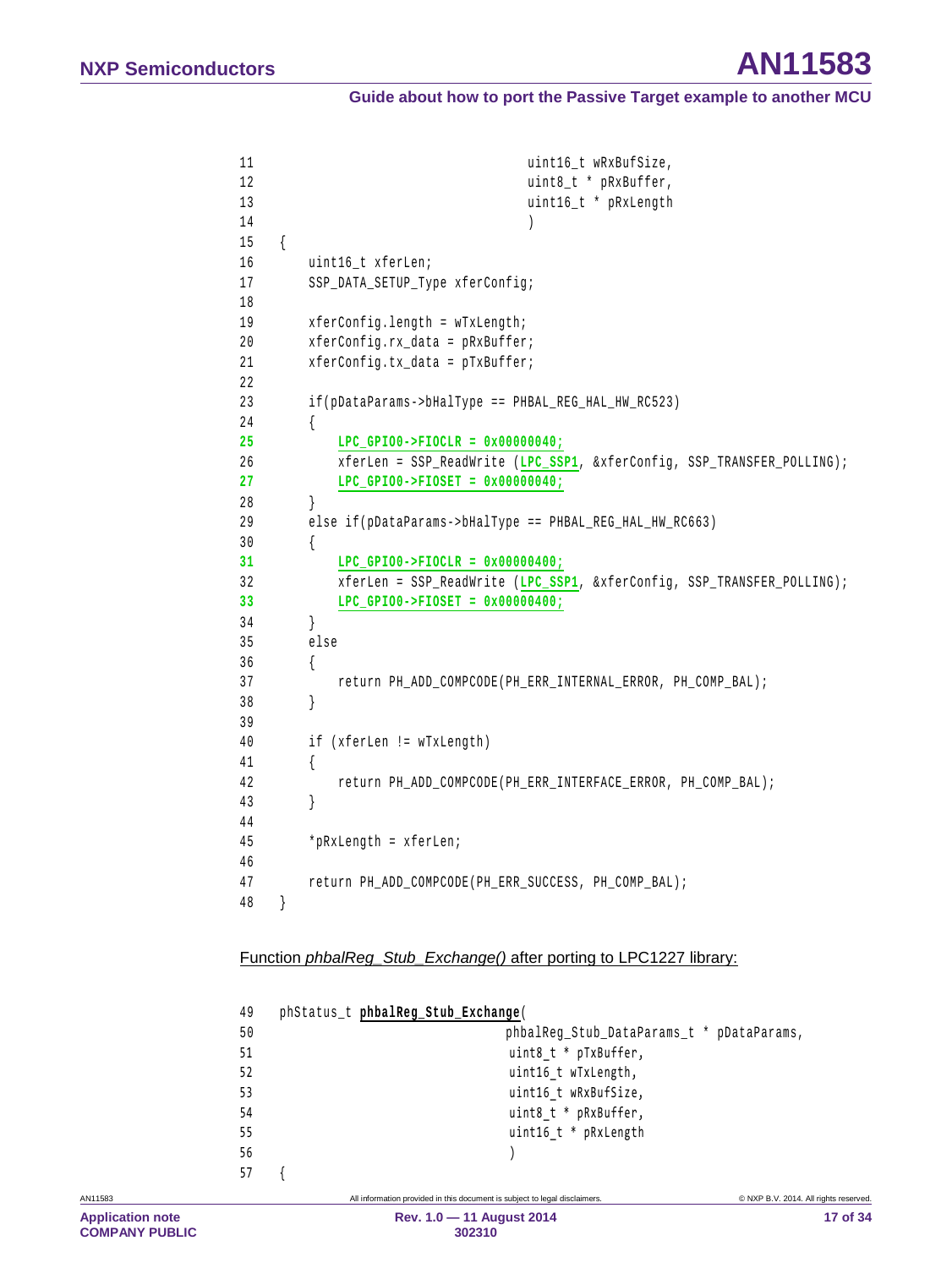```
11                                  uint16_t wRxBufSize,
12                                  uint8_t * pRxBuffer,
13                                  uint16_t * pRxLength
14                                  )
15  {
16      uint16_t xferLen;
17      SSP_DATA_SETUP_Type xferConfig;
18
19      xferConfig.length = wTxLength;
20      xferConfig.rx_data = pRxBuffer;
21      xferConfig.tx_data = pTxBuffer;
22
23      if(pDataParams->bHalType == PHBAL_REG_HAL_HW_RC523)
24      {
25          LPC_GPIO0->FIOCLR = 0x00000040;
26          xferLen = SSP_ReadWrite (LPC_SSP1, &xferConfig, SSP_TRANSFER_POLLING);
27          LPC_GPIO0->FIOSET = 0x00000040;
28      }
29      else if(pDataParams->bHalType == PHBAL_REG_HAL_HW_RC663)
30      {
31          LPC_GPIO0->FIOCLR = 0x00000400;
32          xferLen = SSP_ReadWrite (LPC_SSP1, &xferConfig, SSP_TRANSFER_POLLING);
33          LPC_GPIO0->FIOSET = 0x00000400;
34      }
35      else
36      {
37          return PH_ADD_COMPCODE(PH_ERR_INTERNAL_ERROR, PH_COMP_BAL);
38      }
39
40      if (xferLen != wTxLength)
41      {
42          return PH_ADD_COMPCODE(PH_ERR_INTERFACE_ERROR, PH_COMP_BAL);
43      }
44
45      *pRxLength = xferLen;
46
47      return PH_ADD_COMPCODE(PH_ERR_SUCCESS, PH_COMP_BAL);
48  }
```

Function *phbalReg_Stub_Exchange()* after porting to LPC1227 library:

```
49  phStatus_t phbalReg_Stub_Exchange(
50                                  phbalReg_Stub_DataParams_t * pDataParams,
51                                  uint8_t * pTxBuffer,
52                                  uint16_t wTxLength,
53                                  uint16_t wRxBufSize,
54                                  uint8_t * pRxBuffer,
55                                  uint16_t * pRxLength
56                                  )
57  {
```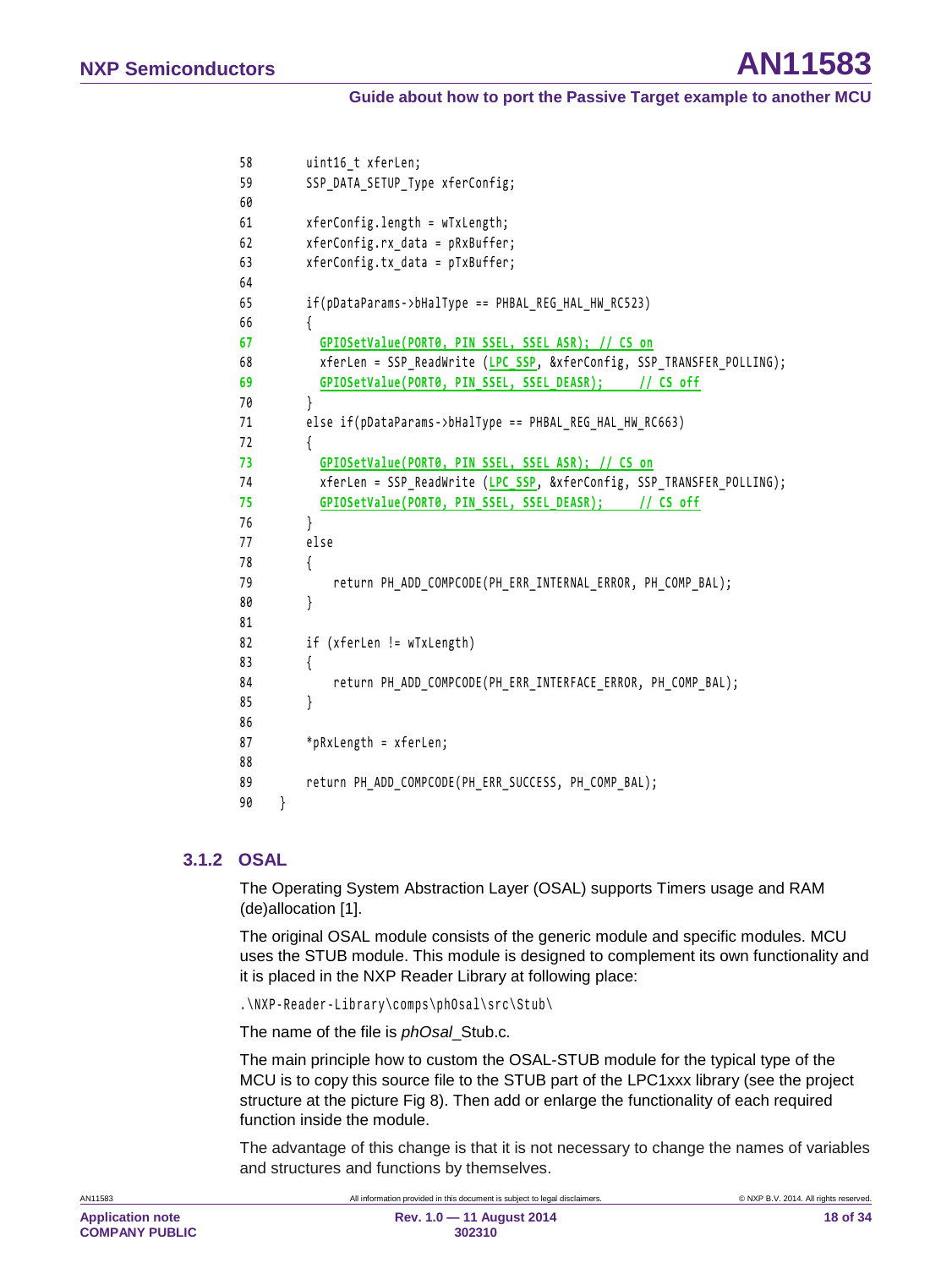```
58        uint16_t xferLen;
59        SSP_DATA_SETUP_Type xferConfig;
60
61        xferConfig.length = wTxLength;
62        xferConfig.rx_data = pRxBuffer;
63        xferConfig.tx_data = pTxBuffer;
64
65        if(pDataParams->bHalType == PHBAL_REG_HAL_HW_RC523)
66        {
67          GPIOSetValue(PORT0, PIN_SSEL, SSEL_ASR); // CS on
68          xferLen = SSP_ReadWrite (LPC_SSP, &xferConfig, SSP_TRANSFER_POLLING);
69          GPIOSetValue(PORT0, PIN_SSEL, SSEL_DEASR);      // CS off
70        }
71        else if(pDataParams->bHalType == PHBAL_REG_HAL_HW_RC663)
72        {
73          GPIOSetValue(PORT0, PIN_SSEL, SSEL_ASR); // CS on
74          xferLen = SSP_ReadWrite (LPC_SSP, &xferConfig, SSP_TRANSFER_POLLING);
75          GPIOSetValue(PORT0, PIN_SSEL, SSEL_DEASR);      // CS off
76        }
77        else
78        {
79            return PH_ADD_COMPCODE(PH_ERR_INTERNAL_ERROR, PH_COMP_BAL);
80        }
81
82        if (xferLen != wTxLength)
83        {
84            return PH_ADD_COMPCODE(PH_ERR_INTERFACE_ERROR, PH_COMP_BAL);
85        }
86
87        *pRxLength = xferLen;
88
89        return PH_ADD_COMPCODE(PH_ERR_SUCCESS, PH_COMP_BAL);
90    }
```

### 3.1.2 OSAL

The Operating System Abstraction Layer (OSAL) supports Timers usage and RAM (de)allocation [1].

The original OSAL module consists of the generic module and specific modules. MCU uses the STUB module. This module is designed to complement its own functionality and it is placed in the NXP Reader Library at following place:

.\NXP-Reader-Library\comps\phOsal\src\Stub\

The name of the file is *phOsal*_Stub.c*.*

The main principle how to custom the OSAL-STUB module for the typical type of the MCU is to copy this source file to the STUB part of the LPC1xxx library (see the project structure at the picture Fig 8). Then add or enlarge the functionality of each required function inside the module.

The advantage of this change is that it is not necessary to change the names of variables and structures and functions by themselves.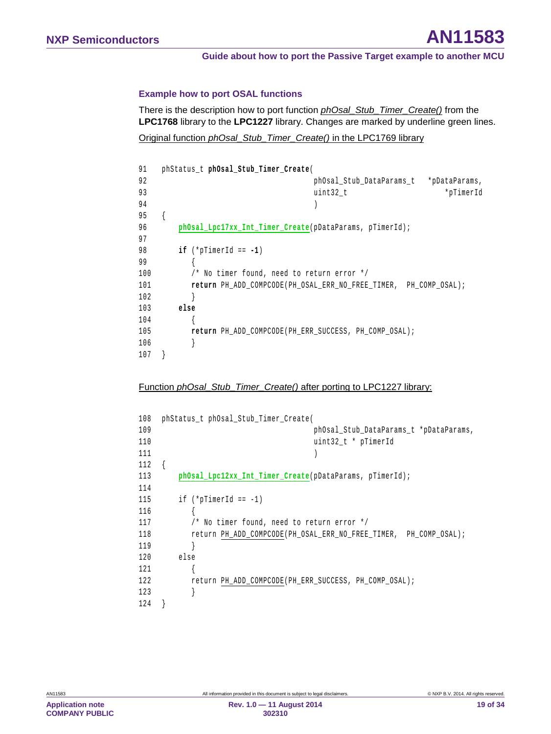### Example how to port OSAL functions

There is the description how to port function *phOsal_Stub_Timer_Create()* from the **LPC1768** library to the **LPC1227** library. Changes are marked by underline green lines.

Original function *phOsal_Stub_Timer_Create()* in the LPC1769 library

```
91    phStatus_t phOsal_Stub_Timer_Create(
92                                    phOsal_Stub_DataParams_t   *pDataParams,
93                                    uint32_t                      *pTimerId
94                                    )
95    {
96        phOsal_Lpc17xx_Int_Timer_Create(pDataParams, pTimerId);
97
98        if (*pTimerId == -1)
99           {
100          /* No timer found, need to return error */
101          return PH_ADD_COMPCODE(PH_OSAL_ERR_NO_FREE_TIMER,  PH_COMP_OSAL);
102          }
103       else
104          {
105          return PH_ADD_COMPCODE(PH_ERR_SUCCESS, PH_COMP_OSAL);
106          }
107   }
```

Function *phOsal_Stub_Timer_Create()* after porting to LPC1227 library:

```
108   phStatus_t phOsal_Stub_Timer_Create(
109                                   phOsal_Stub_DataParams_t *pDataParams,
110                                   uint32_t * pTimerId
111                                   )
112   {
113       phOsal_Lpc12xx_Int_Timer_Create(pDataParams, pTimerId);
114
115       if (*pTimerId == -1)
116          {
117          /* No timer found, need to return error */
118          return PH_ADD_COMPCODE(PH_OSAL_ERR_NO_FREE_TIMER,  PH_COMP_OSAL);
119          }
120       else
121          {
122          return PH_ADD_COMPCODE(PH_ERR_SUCCESS, PH_COMP_OSAL);
123          }
124   }
```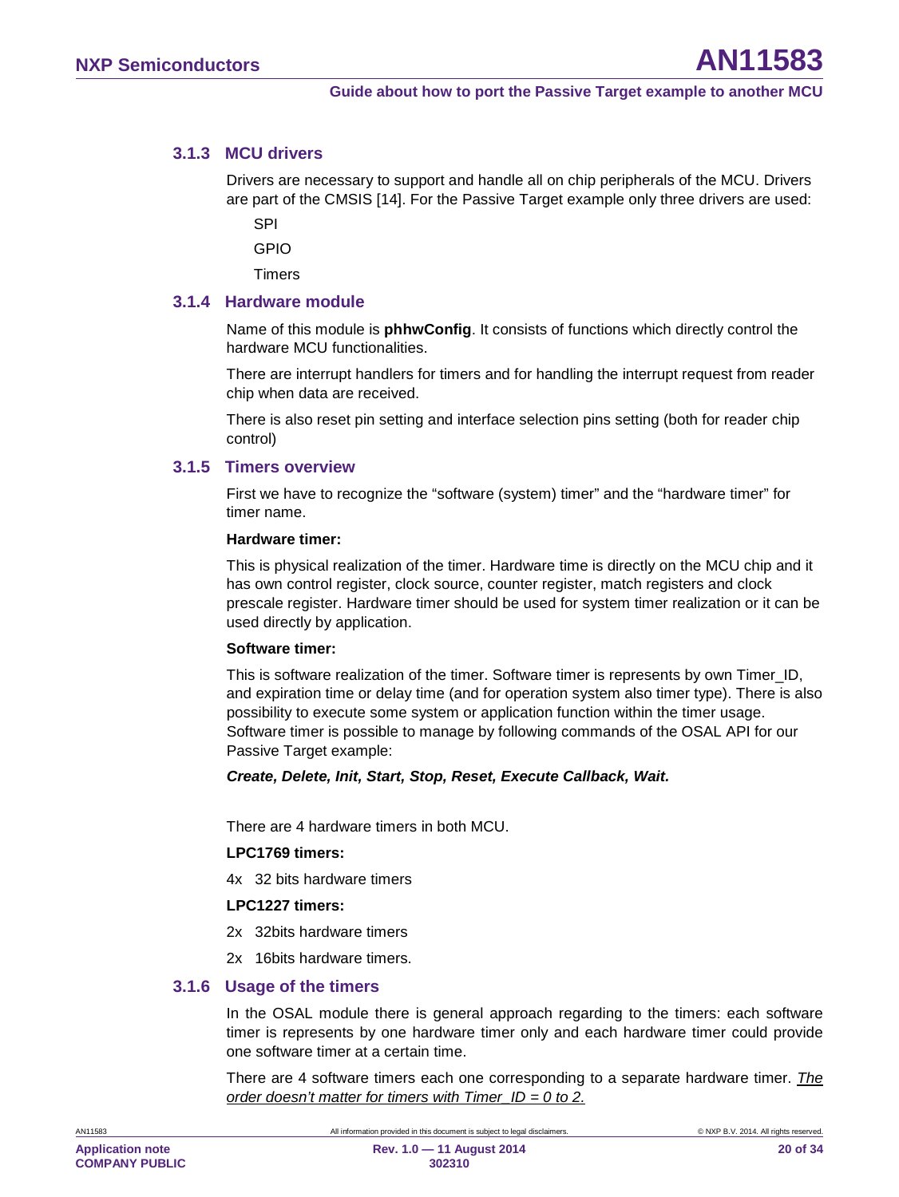### 3.1.3 MCU drivers

Drivers are necessary to support and handle all on chip peripherals of the MCU. Drivers are part of the CMSIS [14]. For the Passive Target example only three drivers are used:

SPI

GPIO

Timers

### 3.1.4 Hardware module

Name of this module is **phhwConfig**. It consists of functions which directly control the hardware MCU functionalities.

There are interrupt handlers for timers and for handling the interrupt request from reader chip when data are received.

There is also reset pin setting and interface selection pins setting (both for reader chip control)

### 3.1.5 Timers overview

First we have to recognize the “software (system) timer” and the “hardware timer” for timer name.

**Hardware timer:**

This is physical realization of the timer. Hardware time is directly on the MCU chip and it has own control register, clock source, counter register, match registers and clock prescale register. Hardware timer should be used for system timer realization or it can be used directly by application.

**Software timer:**

This is software realization of the timer. Software timer is represents by own Timer_ID, and expiration time or delay time (and for operation system also timer type). There is also possibility to execute some system or application function within the timer usage. Software timer is possible to manage by following commands of the OSAL API for our Passive Target example:

***Create, Delete, Init, Start, Stop, Reset, Execute Callback, Wait.***

There are 4 hardware timers in both MCU.

**LPC1769 timers:**

4x 32 bits hardware timers

**LPC1227 timers:**

2x 32bits hardware timers

2x 16bits hardware timers.

### 3.1.6 Usage of the timers

In the OSAL module there is general approach regarding to the timers: each software timer is represents by one hardware timer only and each hardware timer could provide one software timer at a certain time.

There are 4 software timers each one corresponding to a separate hardware timer. *The order doesn’t matter for timers with Timer_ID = 0 to 2.*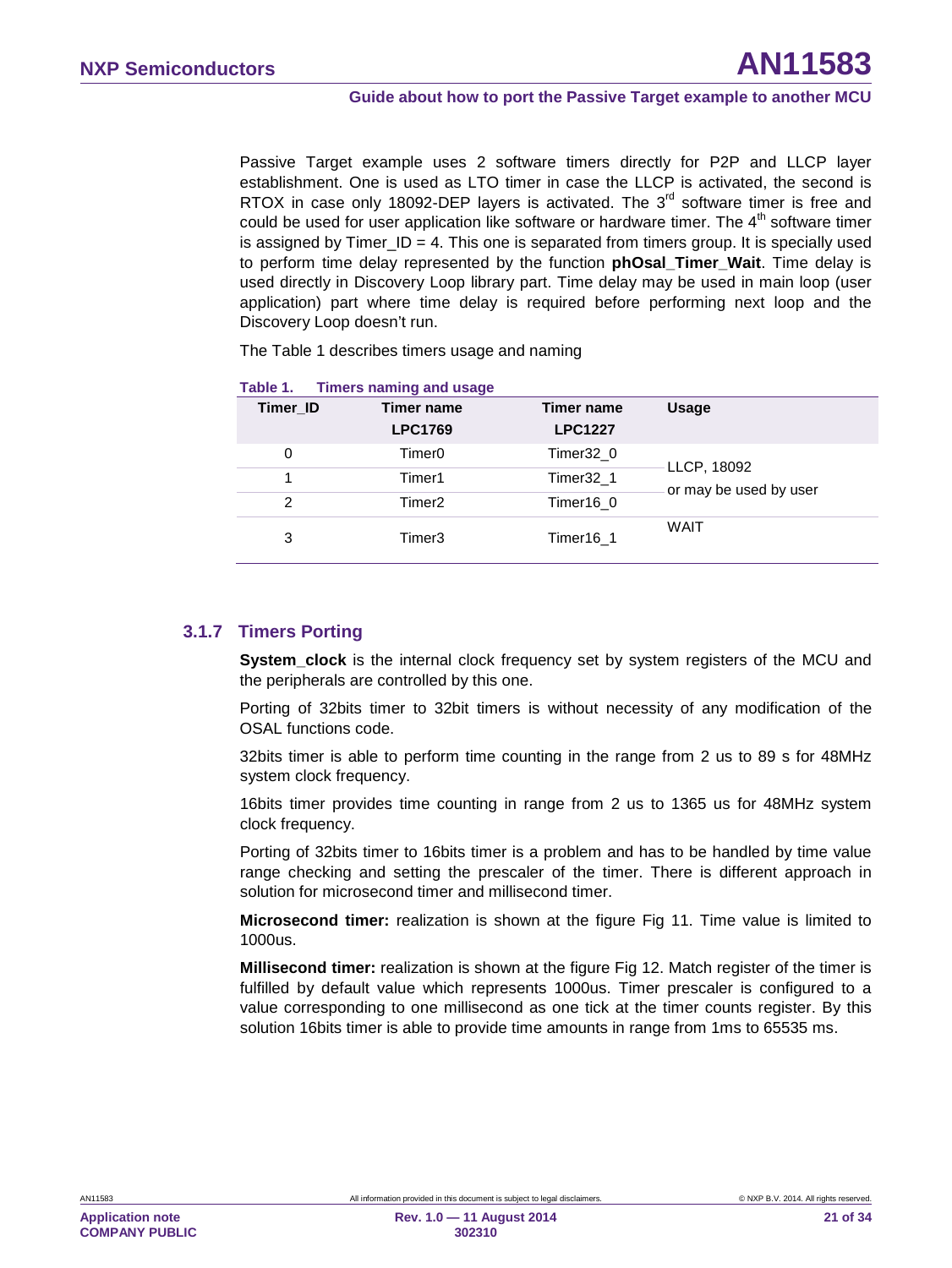Passive Target example uses 2 software timers directly for P2P and LLCP layer establishment. One is used as LTO timer in case the LLCP is activated, the second is RTOX in case only 18092-DEP layers is activated. The 3rd software timer is free and could be used for user application like software or hardware timer. The 4th software timer is assigned by Timer_ID = 4. This one is separated from timers group. It is specially used to perform time delay represented by the function **phOsal_Timer_Wait**. Time delay is used directly in Discovery Loop library part. Time delay may be used in main loop (user application) part where time delay is required before performing next loop and the Discovery Loop doesn't run.

The Table 1 describes timers usage and naming

**Table 1. Timers naming and usage**

| Timer_ID | Timer name LPC1769 | Timer name LPC1227 | Usage |
|---|---|---|---|
| 0 | Timer0 | Timer32_0 | LLCP, 18092 or may be used by user |
| 1 | Timer1 | Timer32_1 | |
| 2 | Timer2 | Timer16_0 | |
| 3 | Timer3 | Timer16_1 | WAIT |

### 3.1.7 Timers Porting

**System_clock** is the internal clock frequency set by system registers of the MCU and the peripherals are controlled by this one.

Porting of 32bits timer to 32bit timers is without necessity of any modification of the OSAL functions code.

32bits timer is able to perform time counting in the range from 2 us to 89 s for 48MHz system clock frequency.

16bits timer provides time counting in range from 2 us to 1365 us for 48MHz system clock frequency.

Porting of 32bits timer to 16bits timer is a problem and has to be handled by time value range checking and setting the prescaler of the timer. There is different approach in solution for microsecond timer and millisecond timer.

**Microsecond timer:** realization is shown at the figure Fig 11. Time value is limited to 1000us.

**Millisecond timer:** realization is shown at the figure Fig 12. Match register of the timer is fulfilled by default value which represents 1000us. Timer prescaler is configured to a value corresponding to one millisecond as one tick at the timer counts register. By this solution 16bits timer is able to provide time amounts in range from 1ms to 65535 ms.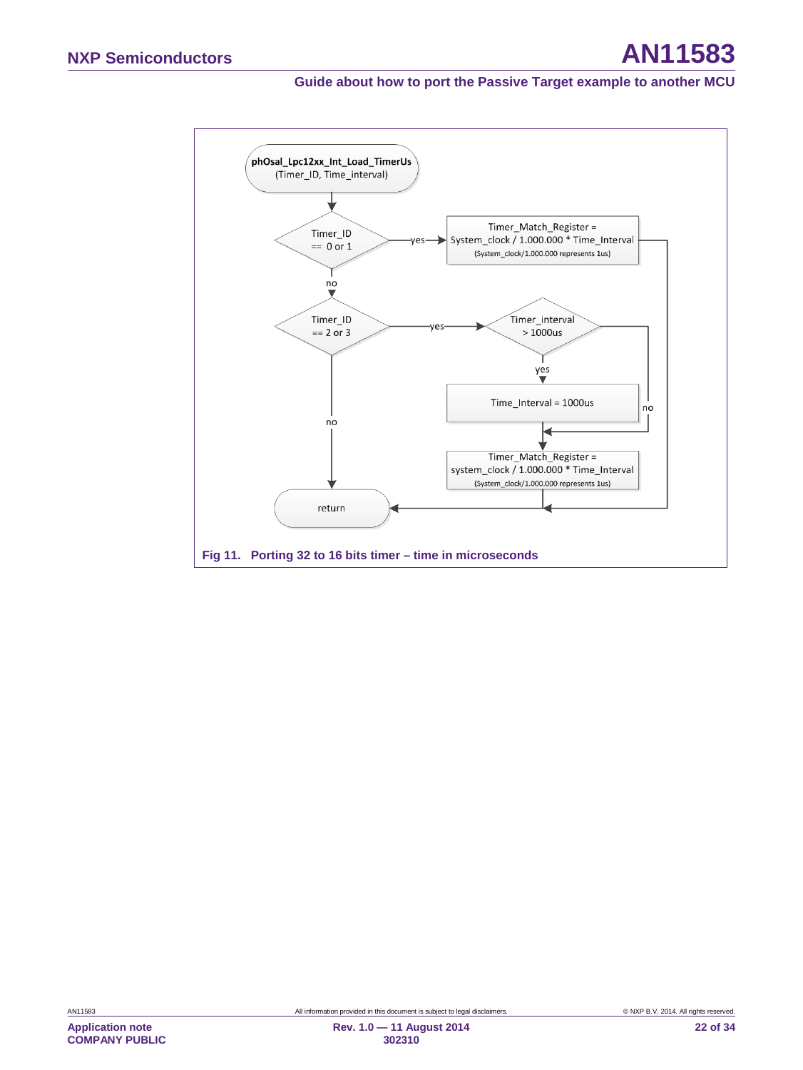phOsal_Lpc12xx_Int_Load_TimerUs
(Timer_ID, Time_interval)

Timer_ID == 0 or 1 — yes → Timer_Match_Register = System_clock / 1.000.000 * Time_Interval (System_clock/1.000.000 represents 1us)

no

Timer_ID == 2 or 3 — yes → Timer_interval > 1000us

yes → Time_Interval = 1000us

no

Timer_Match_Register = system_clock / 1.000.000 * Time_Interval (System_clock/1.000.000 represents 1us)

no

return

**Fig 11. Porting 32 to 16 bits timer – time in microseconds**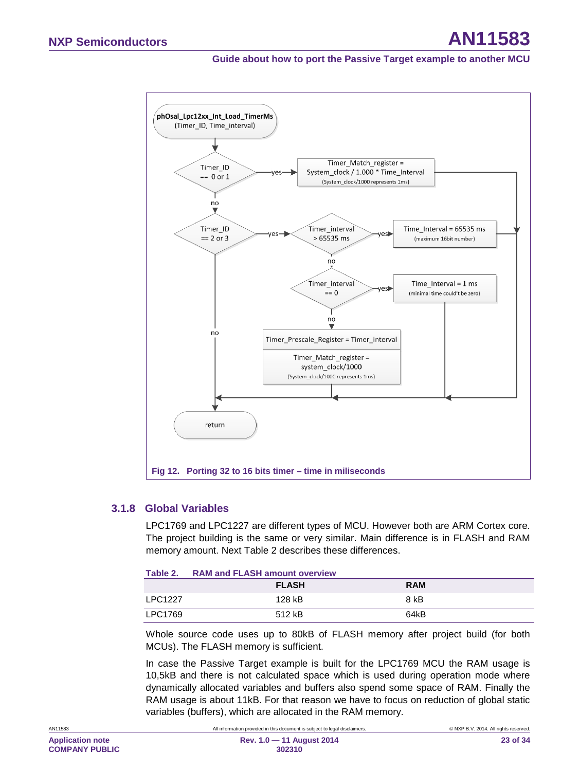phOsal_Lpc12xx_Int_Load_TimerMs (Timer_ID, Time_interval)

Timer_ID == 0 or 1 —yes→ Timer_Match_register = System_clock / 1.000 * Time_Interval (System_clock/1000 represents 1ms)

no

Timer_ID == 2 or 3 —yes→ Timer_interval > 65535 ms —yes→ Time_Interval = 65535 ms (maximum 16bit number)

no

Timer_interval == 0 —yes→ Time_Interval = 1 ms (minimal time could't be zero)

no

Timer_Prescale_Register = Timer_interval

Timer_Match_register = system_clock/1000 (System_clock/1000 represents 1ms)

no

return

**Fig 12. Porting 32 to 16 bits timer – time in miliseconds**

### 3.1.8 Global Variables

LPC1769 and LPC1227 are different types of MCU. However both are ARM Cortex core. The project building is the same or very similar. Main difference is in FLASH and RAM memory amount. Next Table 2 describes these differences.

**Table 2. RAM and FLASH amount overview**

| | FLASH | RAM |
|---|---|---|
| LPC1227 | 128 kB | 8 kB |
| LPC1769 | 512 kB | 64kB |

Whole source code uses up to 80kB of FLASH memory after project build (for both MCUs). The FLASH memory is sufficient.

In case the Passive Target example is built for the LPC1769 MCU the RAM usage is 10,5kB and there is not calculated space which is used during operation mode where dynamically allocated variables and buffers also spend some space of RAM. Finally the RAM usage is about 11kB. For that reason we have to focus on reduction of global static variables (buffers), which are allocated in the RAM memory.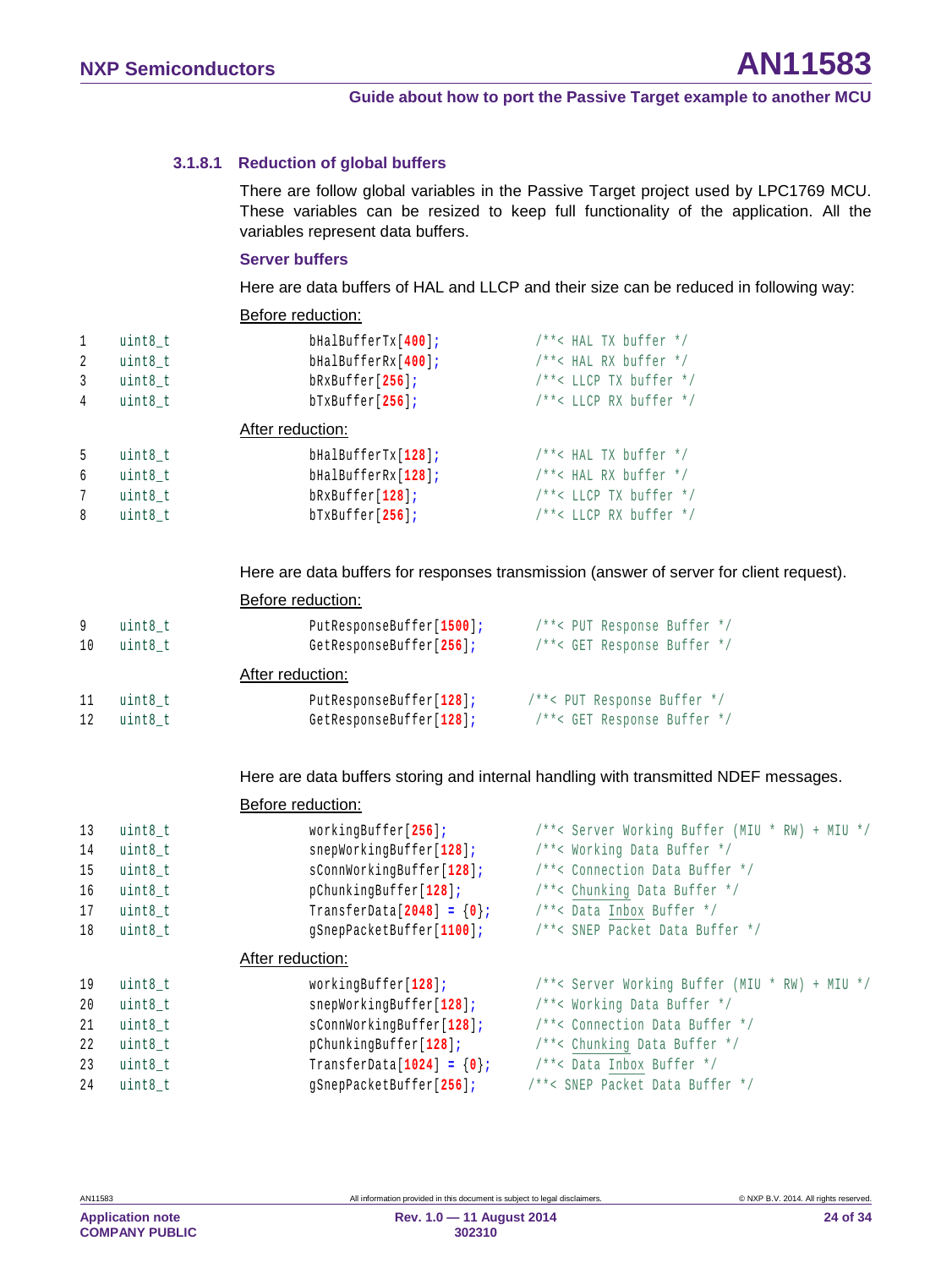#### 3.1.8.1 Reduction of global buffers

There are follow global variables in the Passive Target project used by LPC1769 MCU. These variables can be resized to keep full functionality of the application. All the variables represent data buffers.

**Server buffers**

Here are data buffers of HAL and LLCP and their size can be reduced in following way:

Before reduction:

```
1   uint8_t        bHalBufferTx[400];        /**< HAL TX buffer */
2   uint8_t        bHalBufferRx[400];        /**< HAL RX buffer */
3   uint8_t        bRxBuffer[256];           /**< LLCP TX buffer */
4   uint8_t        bTxBuffer[256];           /**< LLCP RX buffer */
```

After reduction:

```
5   uint8_t        bHalBufferTx[128];        /**< HAL TX buffer */
6   uint8_t        bHalBufferRx[128];        /**< HAL RX buffer */
7   uint8_t        bRxBuffer[128];           /**< LLCP TX buffer */
8   uint8_t        bTxBuffer[256];           /**< LLCP RX buffer */
```

Here are data buffers for responses transmission (answer of server for client request).

Before reduction:

```
9   uint8_t        PutResponseBuffer[1500];  /**< PUT Response Buffer */
10  uint8_t        GetResponseBuffer[256];   /**< GET Response Buffer */
```

After reduction:

```
11  uint8_t        PutResponseBuffer[128];   /**< PUT Response Buffer */
12  uint8_t        GetResponseBuffer[128];   /**< GET Response Buffer */
```

Here are data buffers storing and internal handling with transmitted NDEF messages.

Before reduction:

```
13  uint8_t        workingBuffer[256];       /**< Server Working Buffer (MIU * RW) + MIU */
14  uint8_t        snepWorkingBuffer[128];   /**< Working Data Buffer */
15  uint8_t        sConnWorkingBuffer[128];  /**< Connection Data Buffer */
16  uint8_t        pChunkingBuffer[128];     /**< Chunking Data Buffer */
17  uint8_t        TransferData[2048] = {0}; /**< Data Inbox Buffer */
18  uint8_t        gSnepPacketBuffer[1100];  /**< SNEP Packet Data Buffer */
```

After reduction:

```
19  uint8_t        workingBuffer[128];       /**< Server Working Buffer (MIU * RW) + MIU */
20  uint8_t        snepWorkingBuffer[128];   /**< Working Data Buffer */
21  uint8_t        sConnWorkingBuffer[128];  /**< Connection Data Buffer */
22  uint8_t        pChunkingBuffer[128];     /**< Chunking Data Buffer */
23  uint8_t        TransferData[1024] = {0}; /**< Data Inbox Buffer */
24  uint8_t        gSnepPacketBuffer[256];   /**< SNEP Packet Data Buffer */
```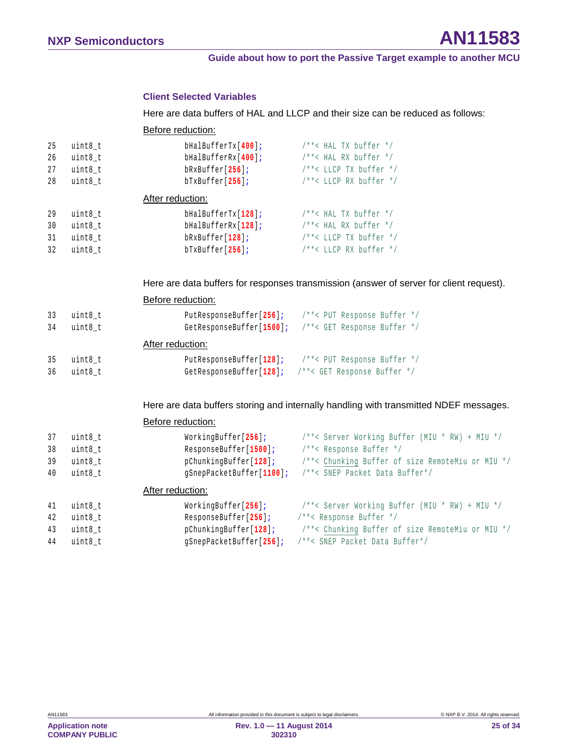### Client Selected Variables

Here are data buffers of HAL and LLCP and their size can be reduced as follows:

Before reduction:

```
25  uint8_t          bHalBufferTx[400];       /**< HAL TX buffer */
26  uint8_t          bHalBufferRx[400];       /**< HAL RX buffer */
27  uint8_t          bRxBuffer[256];          /**< LLCP TX buffer */
28  uint8_t          bTxBuffer[256];          /**< LLCP RX buffer */
```

After reduction:

```
29  uint8_t          bHalBufferTx[128];       /**< HAL TX buffer */
30  uint8_t          bHalBufferRx[128];       /**< HAL RX buffer */
31  uint8_t          bRxBuffer[128];          /**< LLCP TX buffer */
32  uint8_t          bTxBuffer[256];          /**< LLCP RX buffer */
```

Here are data buffers for responses transmission (answer of server for client request).

Before reduction:

```
33  uint8_t          PutResponseBuffer[256];    /**< PUT Response Buffer */
34  uint8_t          GetResponseBuffer[1500];   /**< GET Response Buffer */
```

After reduction:

```
35  uint8_t          PutResponseBuffer[128];    /**< PUT Response Buffer */
36  uint8_t          GetResponseBuffer[128];   /**< GET Response Buffer */
```

Here are data buffers storing and internally handling with transmitted NDEF messages.

Before reduction:

```
37  uint8_t          WorkingBuffer[256];        /**< Server Working Buffer (MIU * RW) + MIU */
38  uint8_t          ResponseBuffer[1500];      /**< Response Buffer */
39  uint8_t          pChunkingBuffer[128];      /**< Chunking Buffer of size RemoteMiu or MIU */
40  uint8_t          gSnepPacketBuffer[1100];   /**< SNEP Packet Data Buffer*/
```

After reduction:

```
41  uint8_t          WorkingBuffer[256];        /**< Server Working Buffer (MIU * RW) + MIU */
42  uint8_t          ResponseBuffer[256];      /**< Response Buffer */
43  uint8_t          pChunkingBuffer[128];      /**< Chunking Buffer of size RemoteMiu or MIU */
44  uint8_t          gSnepPacketBuffer[256];   /**< SNEP Packet Data Buffer*/
```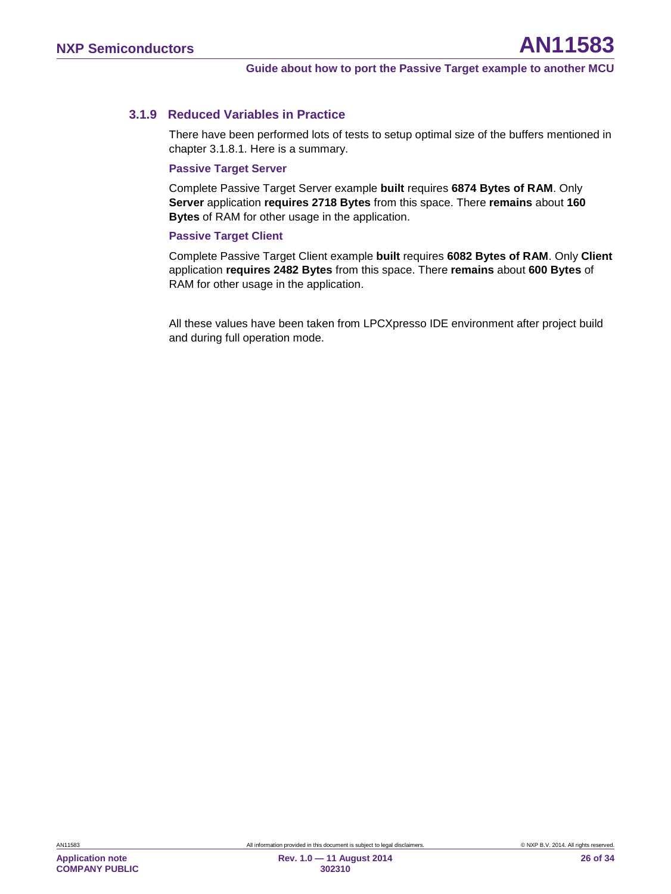### 3.1.9 Reduced Variables in Practice

There have been performed lots of tests to setup optimal size of the buffers mentioned in chapter 3.1.8.1. Here is a summary.

#### Passive Target Server

Complete Passive Target Server example **built** requires **6874 Bytes of RAM**. Only **Server** application **requires 2718 Bytes** from this space. There **remains** about **160 Bytes** of RAM for other usage in the application.

#### Passive Target Client

Complete Passive Target Client example **built** requires **6082 Bytes of RAM**. Only **Client** application **requires 2482 Bytes** from this space. There **remains** about **600 Bytes** of RAM for other usage in the application.

All these values have been taken from LPCXpresso IDE environment after project build and during full operation mode.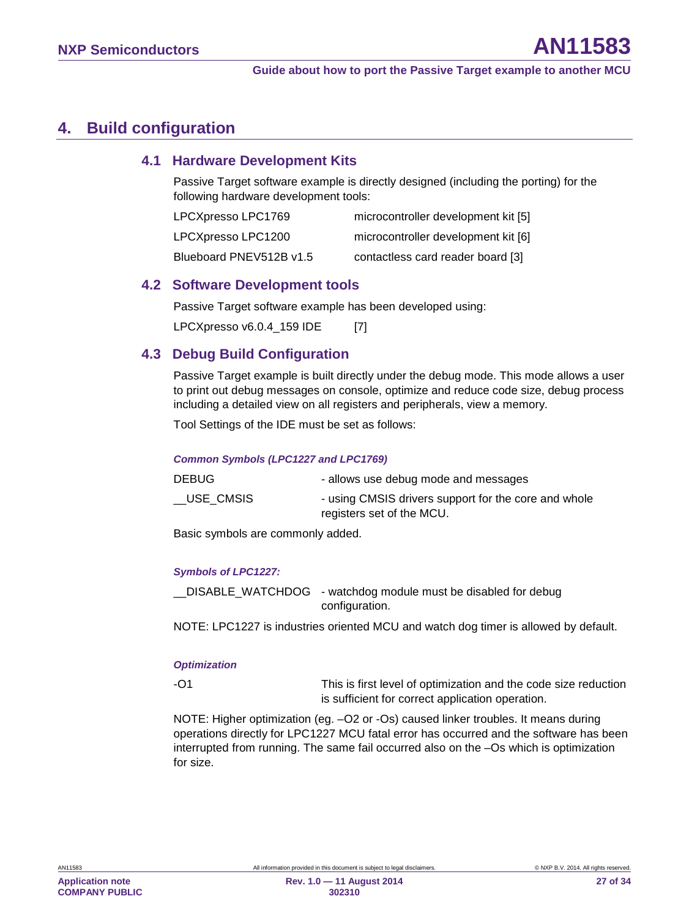# 4. Build configuration

## 4.1 Hardware Development Kits

Passive Target software example is directly designed (including the porting) for the following hardware development tools:

| | |
|---|---|
| LPCXpresso LPC1769 | microcontroller development kit [5] |
| LPCXpresso LPC1200 | microcontroller development kit [6] |
| Blueboard PNEV512B v1.5 | contactless card reader board [3] |

## 4.2 Software Development tools

Passive Target software example has been developed using:

LPCXpresso v6.0.4_159 IDE [7]

## 4.3 Debug Build Configuration

Passive Target example is built directly under the debug mode. This mode allows a user to print out debug messages on console, optimize and reduce code size, debug process including a detailed view on all registers and peripherals, view a memory.

Tool Settings of the IDE must be set as follows:

***Common Symbols (LPC1227 and LPC1769)***

| | |
|---|---|
| DEBUG | - allows use debug mode and messages |
| __USE_CMSIS | - using CMSIS drivers support for the core and whole registers set of the MCU. |

Basic symbols are commonly added.

***Symbols of LPC1227:***

| | |
|---|---|
| __DISABLE_WATCHDOG | - watchdog module must be disabled for debug configuration. |

NOTE: LPC1227 is industries oriented MCU and watch dog timer is allowed by default.

***Optimization***

| | |
|---|---|
| -O1 | This is first level of optimization and the code size reduction is sufficient for correct application operation. |

NOTE: Higher optimization (eg. –O2 or -Os) caused linker troubles. It means during operations directly for LPC1227 MCU fatal error has occurred and the software has been interrupted from running. The same fail occurred also on the –Os which is optimization for size.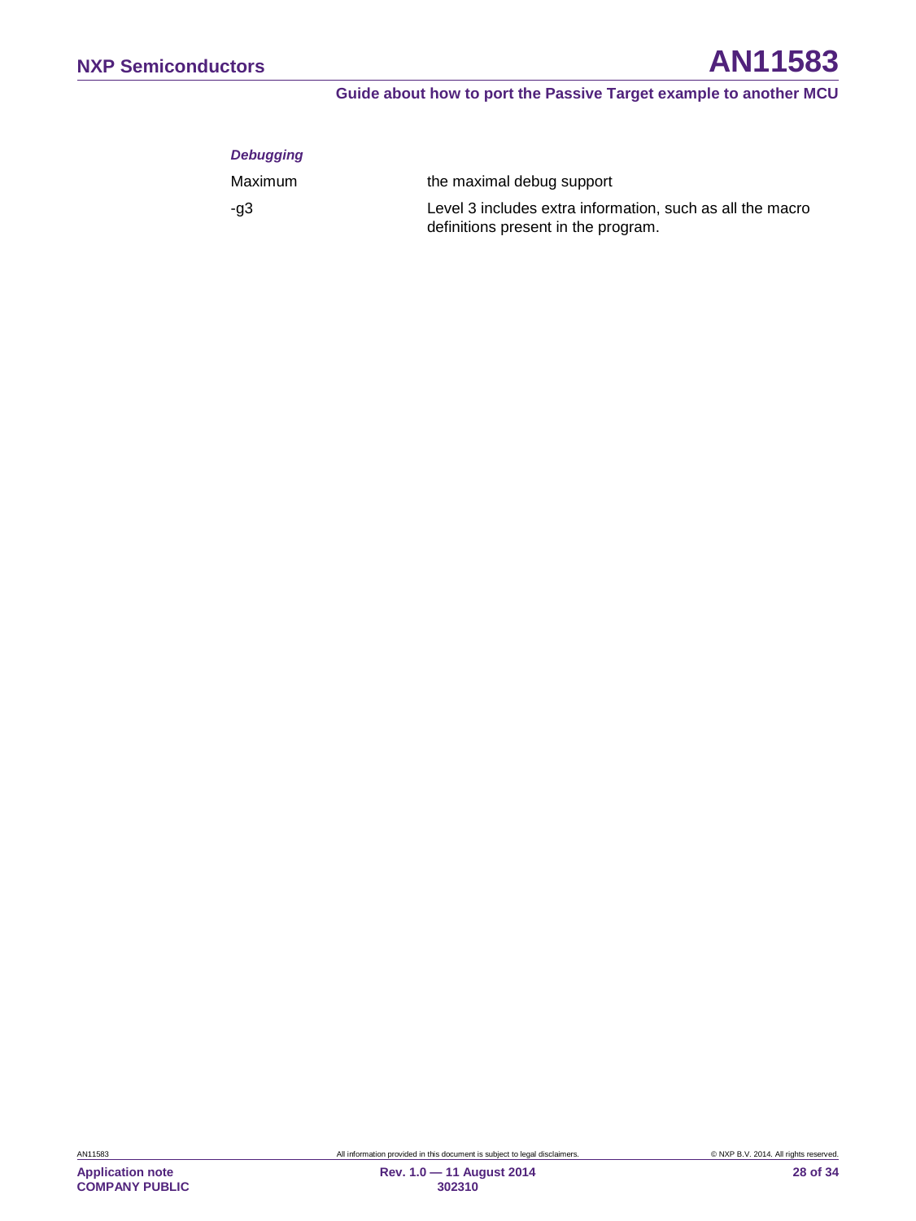***Debugging***

| | |
|---|---|
| Maximum | the maximal debug support |
| -g3 | Level 3 includes extra information, such as all the macro definitions present in the program. |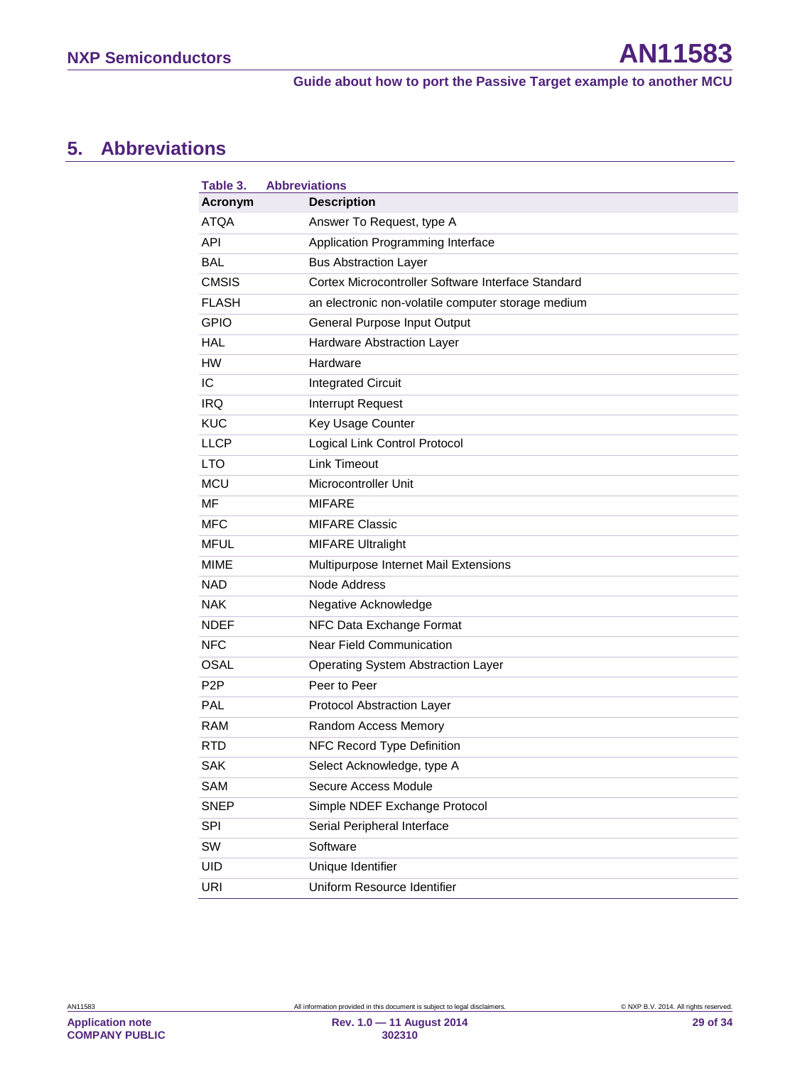## 5. Abbreviations

**Table 3. Abbreviations**

| Acronym | Description |
| --- | --- |
| ATQA | Answer To Request, type A |
| API | Application Programming Interface |
| BAL | Bus Abstraction Layer |
| CMSIS | Cortex Microcontroller Software Interface Standard |
| FLASH | an electronic non-volatile computer storage medium |
| GPIO | General Purpose Input Output |
| HAL | Hardware Abstraction Layer |
| HW | Hardware |
| IC | Integrated Circuit |
| IRQ | Interrupt Request |
| KUC | Key Usage Counter |
| LLCP | Logical Link Control Protocol |
| LTO | Link Timeout |
| MCU | Microcontroller Unit |
| MF | MIFARE |
| MFC | MIFARE Classic |
| MFUL | MIFARE Ultralight |
| MIME | Multipurpose Internet Mail Extensions |
| NAD | Node Address |
| NAK | Negative Acknowledge |
| NDEF | NFC Data Exchange Format |
| NFC | Near Field Communication |
| OSAL | Operating System Abstraction Layer |
| P2P | Peer to Peer |
| PAL | Protocol Abstraction Layer |
| RAM | Random Access Memory |
| RTD | NFC Record Type Definition |
| SAK | Select Acknowledge, type A |
| SAM | Secure Access Module |
| SNEP | Simple NDEF Exchange Protocol |
| SPI | Serial Peripheral Interface |
| SW | Software |
| UID | Unique Identifier |
| URI | Uniform Resource Identifier |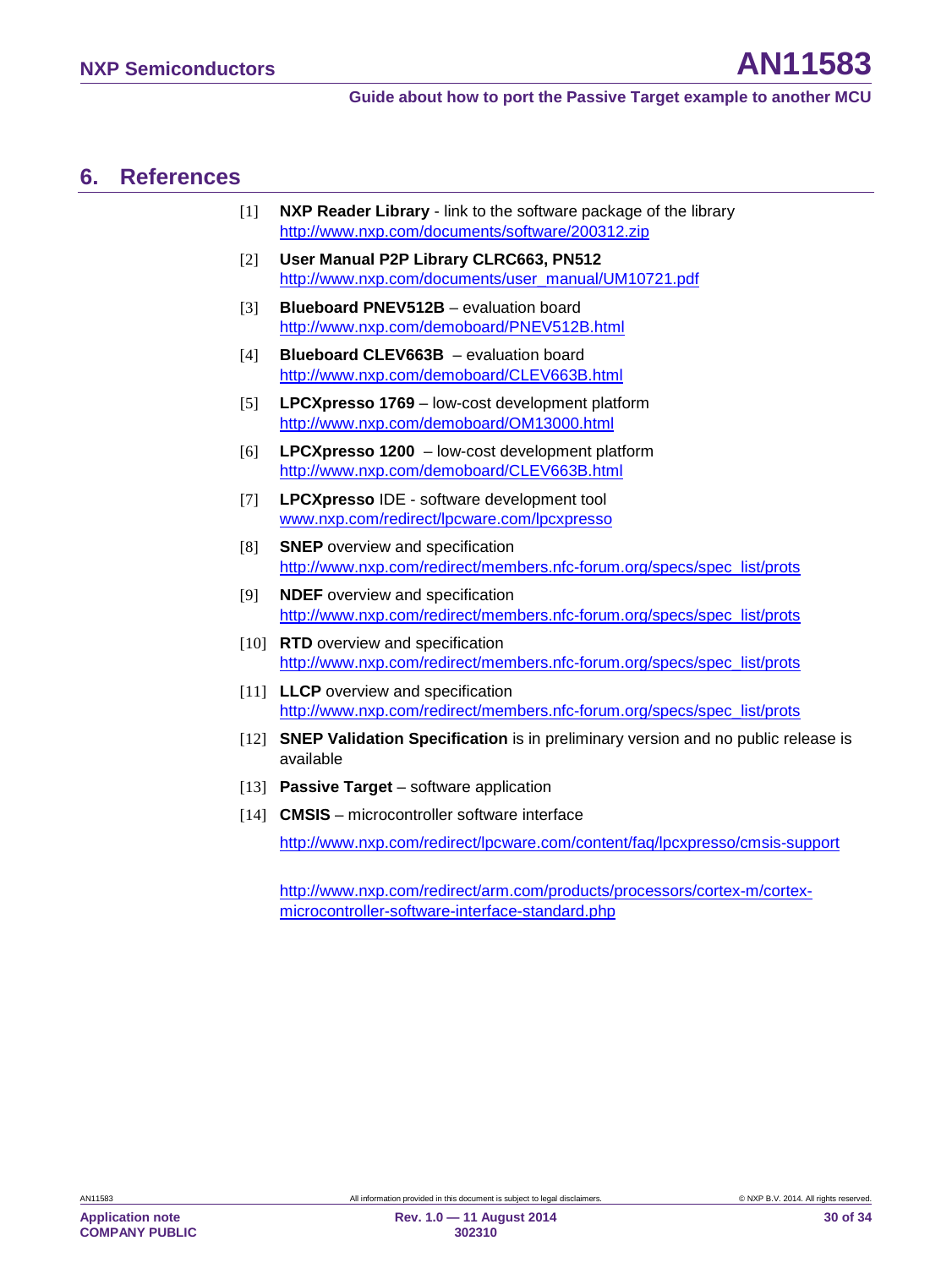## 6. References

[1] **NXP Reader Library** - link to the software package of the library
http://www.nxp.com/documents/software/200312.zip

[2] **User Manual P2P Library CLRC663, PN512**
http://www.nxp.com/documents/user_manual/UM10721.pdf

[3] **Blueboard PNEV512B** – evaluation board
http://www.nxp.com/demoboard/PNEV512B.html

[4] **Blueboard CLEV663B** – evaluation board
http://www.nxp.com/demoboard/CLEV663B.html

[5] **LPCXpresso 1769** – low-cost development platform
http://www.nxp.com/demoboard/OM13000.html

[6] **LPCXpresso 1200** – low-cost development platform
http://www.nxp.com/demoboard/CLEV663B.html

[7] **LPCXpresso** IDE - software development tool
www.nxp.com/redirect/lpcware.com/lpcxpresso

[8] **SNEP** overview and specification
http://www.nxp.com/redirect/members.nfc-forum.org/specs/spec_list/prots

[9] **NDEF** overview and specification
http://www.nxp.com/redirect/members.nfc-forum.org/specs/spec_list/prots

[10] **RTD** overview and specification
http://www.nxp.com/redirect/members.nfc-forum.org/specs/spec_list/prots

[11] **LLCP** overview and specification
http://www.nxp.com/redirect/members.nfc-forum.org/specs/spec_list/prots

[12] **SNEP Validation Specification** is in preliminary version and no public release is available

[13] **Passive Target** – software application

[14] **CMSIS** – microcontroller software interface

http://www.nxp.com/redirect/lpcware.com/content/faq/lpcxpresso/cmsis-support

http://www.nxp.com/redirect/arm.com/products/processors/cortex-m/cortex-microcontroller-software-interface-standard.php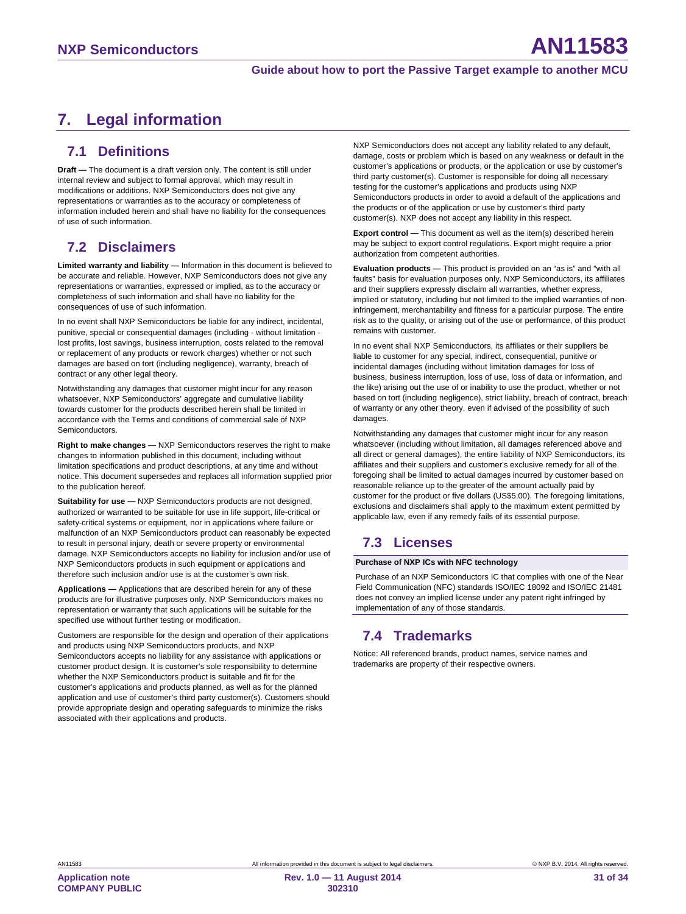# 7. Legal information

## 7.1 Definitions

**Draft —** The document is a draft version only. The content is still under internal review and subject to formal approval, which may result in modifications or additions. NXP Semiconductors does not give any representations or warranties as to the accuracy or completeness of information included herein and shall have no liability for the consequences of use of such information.

## 7.2 Disclaimers

**Limited warranty and liability —** Information in this document is believed to be accurate and reliable. However, NXP Semiconductors does not give any representations or warranties, expressed or implied, as to the accuracy or completeness of such information and shall have no liability for the consequences of use of such information.

In no event shall NXP Semiconductors be liable for any indirect, incidental, punitive, special or consequential damages (including - without limitation - lost profits, lost savings, business interruption, costs related to the removal or replacement of any products or rework charges) whether or not such damages are based on tort (including negligence), warranty, breach of contract or any other legal theory.

Notwithstanding any damages that customer might incur for any reason whatsoever, NXP Semiconductors' aggregate and cumulative liability towards customer for the products described herein shall be limited in accordance with the Terms and conditions of commercial sale of NXP Semiconductors.

**Right to make changes —** NXP Semiconductors reserves the right to make changes to information published in this document, including without limitation specifications and product descriptions, at any time and without notice. This document supersedes and replaces all information supplied prior to the publication hereof.

**Suitability for use —** NXP Semiconductors products are not designed, authorized or warranted to be suitable for use in life support, life-critical or safety-critical systems or equipment, nor in applications where failure or malfunction of an NXP Semiconductors product can reasonably be expected to result in personal injury, death or severe property or environmental damage. NXP Semiconductors accepts no liability for inclusion and/or use of NXP Semiconductors products in such equipment or applications and therefore such inclusion and/or use is at the customer's own risk.

**Applications —** Applications that are described herein for any of these products are for illustrative purposes only. NXP Semiconductors makes no representation or warranty that such applications will be suitable for the specified use without further testing or modification.

Customers are responsible for the design and operation of their applications and products using NXP Semiconductors products, and NXP Semiconductors accepts no liability for any assistance with applications or customer product design. It is customer's sole responsibility to determine whether the NXP Semiconductors product is suitable and fit for the customer's applications and products planned, as well as for the planned application and use of customer's third party customer(s). Customers should provide appropriate design and operating safeguards to minimize the risks associated with their applications and products.

NXP Semiconductors does not accept any liability related to any default, damage, costs or problem which is based on any weakness or default in the customer's applications or products, or the application or use by customer's third party customer(s). Customer is responsible for doing all necessary testing for the customer's applications and products using NXP Semiconductors products in order to avoid a default of the applications and the products or of the application or use by customer's third party customer(s). NXP does not accept any liability in this respect.

**Export control —** This document as well as the item(s) described herein may be subject to export control regulations. Export might require a prior authorization from competent authorities.

**Evaluation products —** This product is provided on an "as is" and "with all faults" basis for evaluation purposes only. NXP Semiconductors, its affiliates and their suppliers expressly disclaim all warranties, whether express, implied or statutory, including but not limited to the implied warranties of non-infringement, merchantability and fitness for a particular purpose. The entire risk as to the quality, or arising out of the use or performance, of this product remains with customer.

In no event shall NXP Semiconductors, its affiliates or their suppliers be liable to customer for any special, indirect, consequential, punitive or incidental damages (including without limitation damages for loss of business, business interruption, loss of use, loss of data or information, and the like) arising out the use of or inability to use the product, whether or not based on tort (including negligence), strict liability, breach of contract, breach of warranty or any other theory, even if advised of the possibility of such damages.

Notwithstanding any damages that customer might incur for any reason whatsoever (including without limitation, all damages referenced above and all direct or general damages), the entire liability of NXP Semiconductors, its affiliates and their suppliers and customer's exclusive remedy for all of the foregoing shall be limited to actual damages incurred by customer based on reasonable reliance up to the greater of the amount actually paid by customer for the product or five dollars (US$5.00). The foregoing limitations, exclusions and disclaimers shall apply to the maximum extent permitted by applicable law, even if any remedy fails of its essential purpose.

## 7.3 Licenses

**Purchase of NXP ICs with NFC technology**

Purchase of an NXP Semiconductors IC that complies with one of the Near Field Communication (NFC) standards ISO/IEC 18092 and ISO/IEC 21481 does not convey an implied license under any patent right infringed by implementation of any of those standards.

## 7.4 Trademarks

Notice: All referenced brands, product names, service names and trademarks are property of their respective owners.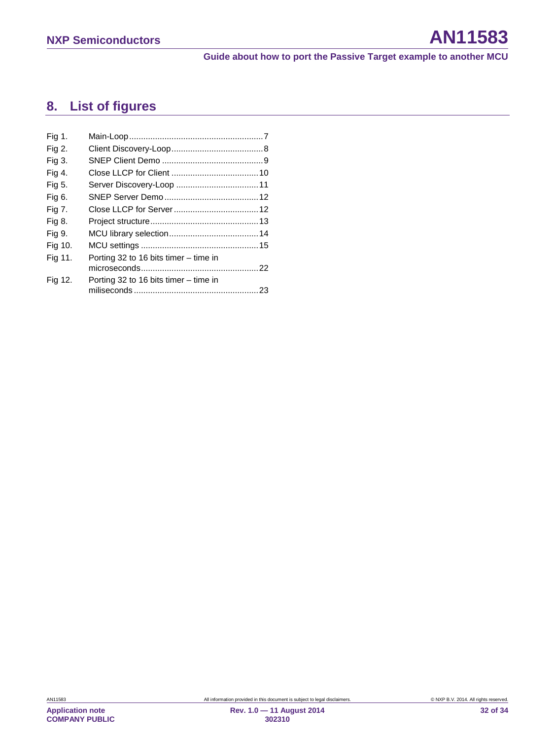## 8. List of figures

| | | |
|---|---|---|
| Fig 1. | Main-Loop | 7 |
| Fig 2. | Client Discovery-Loop | 8 |
| Fig 3. | SNEP Client Demo | 9 |
| Fig 4. | Close LLCP for Client | 10 |
| Fig 5. | Server Discovery-Loop | 11 |
| Fig 6. | SNEP Server Demo | 12 |
| Fig 7. | Close LLCP for Server | 12 |
| Fig 8. | Project structure | 13 |
| Fig 9. | MCU library selection | 14 |
| Fig 10. | MCU settings | 15 |
| Fig 11. | Porting 32 to 16 bits timer – time in microseconds | 22 |
| Fig 12. | Porting 32 to 16 bits timer – time in miliseconds | 23 |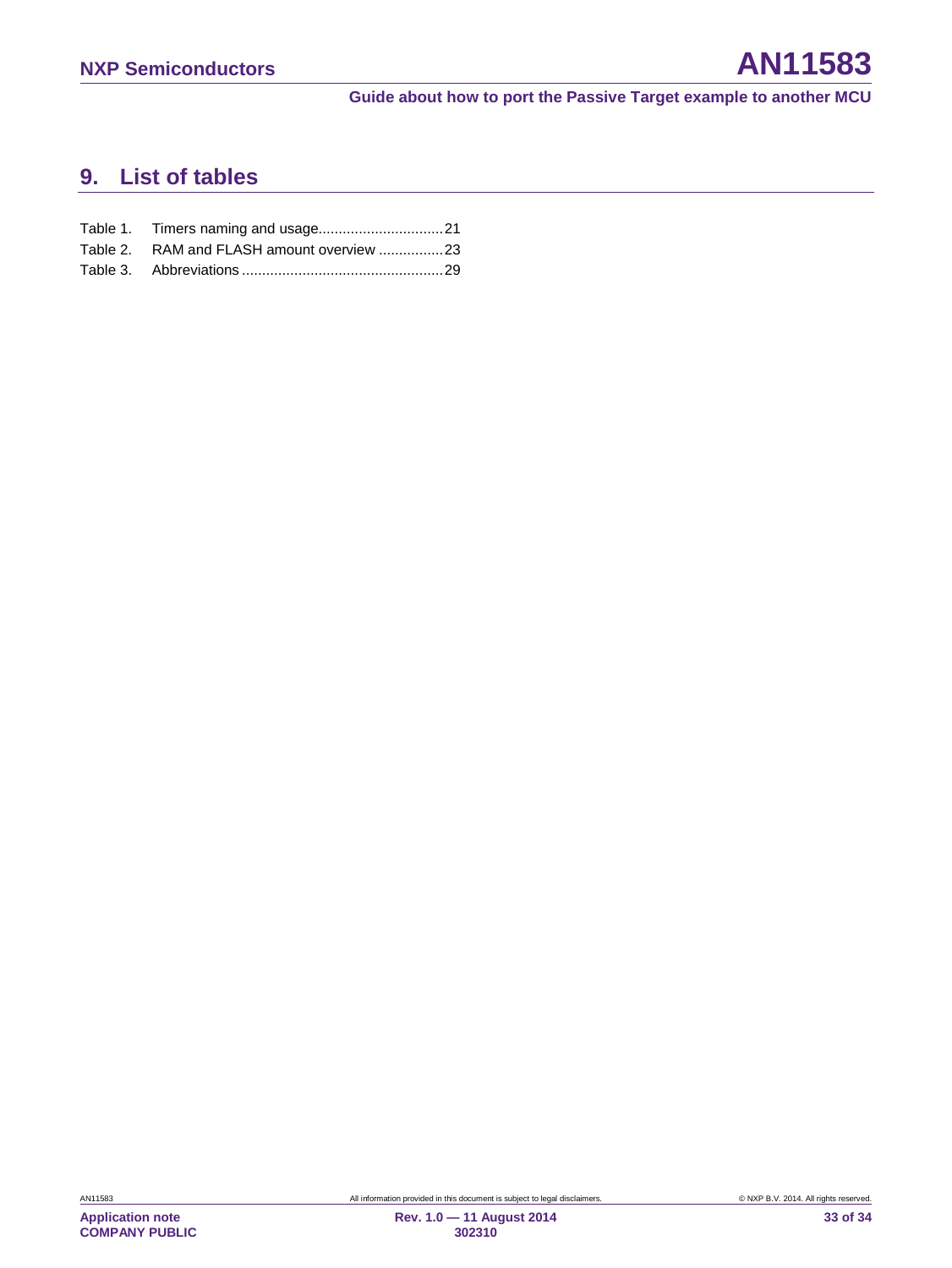## 9. List of tables

Table 1. Timers naming and usage...............................21
Table 2. RAM and FLASH amount overview ................23
Table 3. Abbreviations ..................................................29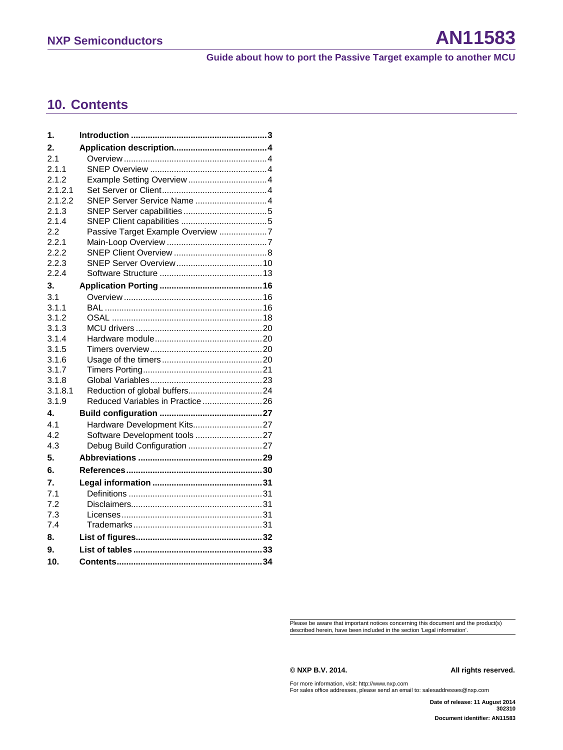## 10. Contents

| | | |
|---|---|---|
| **1.** | **Introduction** | **3** |
| **2.** | **Application description** | **4** |
| 2.1 | Overview | 4 |
| 2.1.1 | SNEP Overview | 4 |
| 2.1.2 | Example Setting Overview | 4 |
| 2.1.2.1 | Set Server or Client | 4 |
| 2.1.2.2 | SNEP Server Service Name | 4 |
| 2.1.3 | SNEP Server capabilities | 5 |
| 2.1.4 | SNEP Client capabilities | 5 |
| 2.2 | Passive Target Example Overview | 7 |
| 2.2.1 | Main-Loop Overview | 7 |
| 2.2.2 | SNEP Client Overview | 8 |
| 2.2.3 | SNEP Server Overview | 10 |
| 2.2.4 | Software Structure | 13 |
| **3.** | **Application Porting** | **16** |
| 3.1 | Overview | 16 |
| 3.1.1 | BAL | 16 |
| 3.1.2 | OSAL | 18 |
| 3.1.3 | MCU drivers | 20 |
| 3.1.4 | Hardware module | 20 |
| 3.1.5 | Timers overview | 20 |
| 3.1.6 | Usage of the timers | 20 |
| 3.1.7 | Timers Porting | 21 |
| 3.1.8 | Global Variables | 23 |
| 3.1.8.1 | Reduction of global buffers | 24 |
| 3.1.9 | Reduced Variables in Practice | 26 |
| **4.** | **Build configuration** | **27** |
| 4.1 | Hardware Development Kits | 27 |
| 4.2 | Software Development tools | 27 |
| 4.3 | Debug Build Configuration | 27 |
| **5.** | **Abbreviations** | **29** |
| **6.** | **References** | **30** |
| **7.** | **Legal information** | **31** |
| 7.1 | Definitions | 31 |
| 7.2 | Disclaimers | 31 |
| 7.3 | Licenses | 31 |
| 7.4 | Trademarks | 31 |
| **8.** | **List of figures** | **32** |
| **9.** | **List of tables** | **33** |
| **10.** | **Contents** | **34** |

Please be aware that important notices concerning this document and the product(s) described herein, have been included in the section 'Legal information'.

**© NXP B.V. 2014.** **All rights reserved.**

For more information, visit: http://www.nxp.com
For sales office addresses, please send an email to: salesaddresses@nxp.com

**Date of release: 11 August 2014**
**302310**

**Document identifier: AN11583**